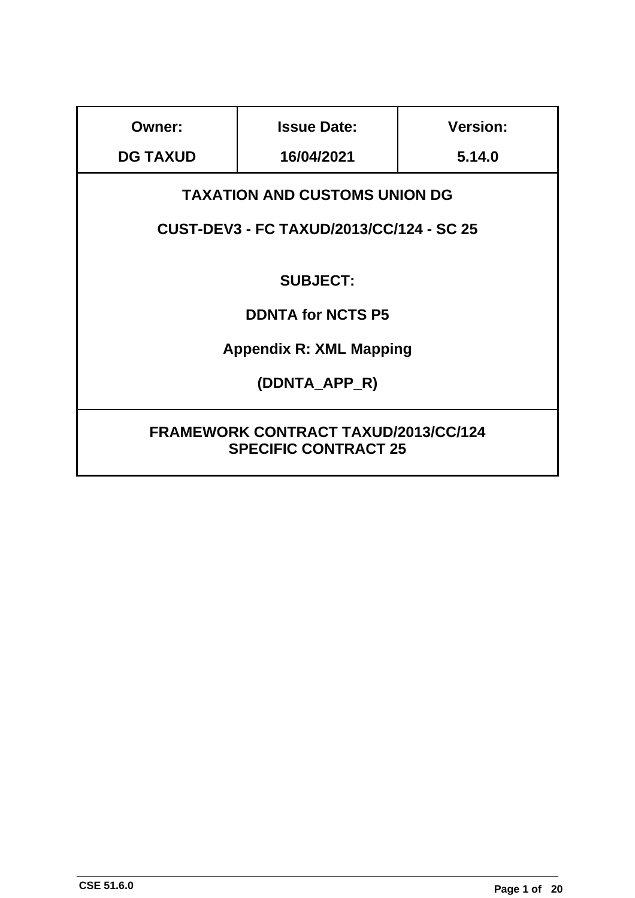| Owner: | Issue Date: | Version: |
| --- | --- | --- |
| DG TAXUD | 16/04/2021 | 5.14.0 |

**TAXATION AND CUSTOMS UNION DG**

**CUST-DEV3 - FC TAXUD/2013/CC/124 - SC 25**

**SUBJECT:**

**DDNTA for NCTS P5**

**Appendix R: XML Mapping**

**(DDNTA_APP_R)**

**FRAMEWORK CONTRACT TAXUD/2013/CC/124**
**SPECIFIC CONTRACT 25**

CSE 51.6.0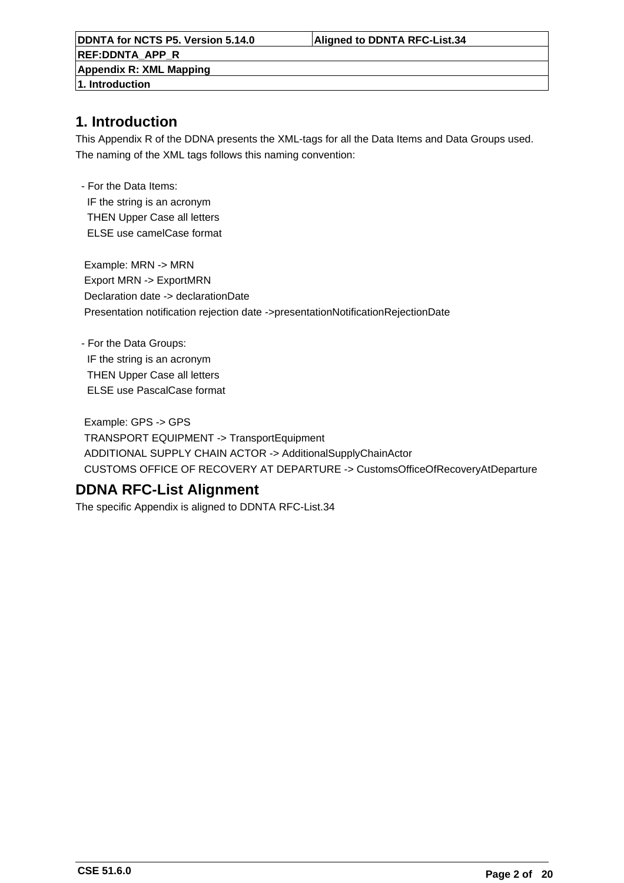# 1. Introduction

This Appendix R of the DDNA presents the XML-tags for all the Data Items and Data Groups used.
The naming of the XML tags follows this naming convention:

- For the Data Items:
  IF the string is an acronym
  THEN Upper Case all letters
  ELSE use camelCase format

  Example: MRN -> MRN
  Export MRN -> ExportMRN
  Declaration date -> declarationDate
  Presentation notification rejection date ->presentationNotificationRejectionDate

- For the Data Groups:
  IF the string is an acronym
  THEN Upper Case all letters
  ELSE use PascalCase format

  Example: GPS -> GPS
  TRANSPORT EQUIPMENT -> TransportEquipment
  ADDITIONAL SUPPLY CHAIN ACTOR -> AdditionalSupplyChainActor
  CUSTOMS OFFICE OF RECOVERY AT DEPARTURE -> CustomsOfficeOfRecoveryAtDeparture

# DDNA RFC-List Alignment

The specific Appendix is aligned to DDNTA RFC-List.34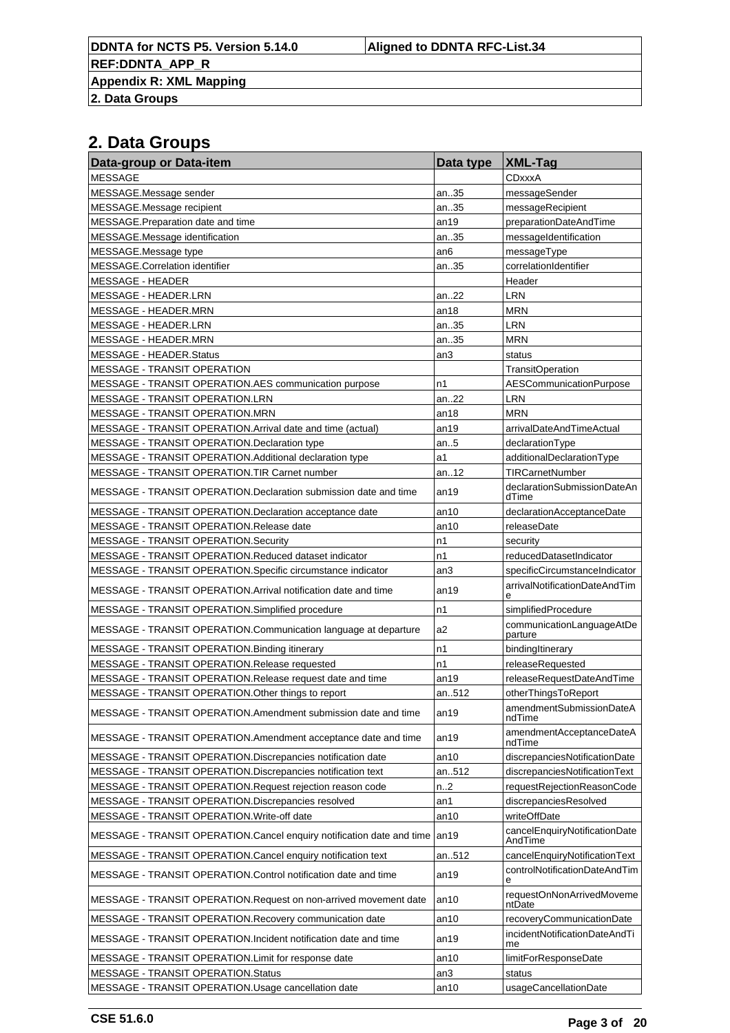## 2. Data Groups

| Data-group or Data-item | Data type | XML-Tag |
|---|---|---|
| MESSAGE | | CDxxxA |
| MESSAGE.Message sender | an..35 | messageSender |
| MESSAGE.Message recipient | an..35 | messageRecipient |
| MESSAGE.Preparation date and time | an19 | preparationDateAndTime |
| MESSAGE.Message identification | an..35 | messageIdentification |
| MESSAGE.Message type | an6 | messageType |
| MESSAGE.Correlation identifier | an..35 | correlationIdentifier |
| MESSAGE - HEADER | | Header |
| MESSAGE - HEADER.LRN | an..22 | LRN |
| MESSAGE - HEADER.MRN | an18 | MRN |
| MESSAGE - HEADER.LRN | an..35 | LRN |
| MESSAGE - HEADER.MRN | an..35 | MRN |
| MESSAGE - HEADER.Status | an3 | status |
| MESSAGE - TRANSIT OPERATION | | TransitOperation |
| MESSAGE - TRANSIT OPERATION.AES communication purpose | n1 | AESCommunicationPurpose |
| MESSAGE - TRANSIT OPERATION.LRN | an..22 | LRN |
| MESSAGE - TRANSIT OPERATION.MRN | an18 | MRN |
| MESSAGE - TRANSIT OPERATION.Arrival date and time (actual) | an19 | arrivalDateAndTimeActual |
| MESSAGE - TRANSIT OPERATION.Declaration type | an..5 | declarationType |
| MESSAGE - TRANSIT OPERATION.Additional declaration type | a1 | additionalDeclarationType |
| MESSAGE - TRANSIT OPERATION.TIR Carnet number | an..12 | TIRCarnetNumber |
| MESSAGE - TRANSIT OPERATION.Declaration submission date and time | an19 | declarationSubmissionDateAndTime |
| MESSAGE - TRANSIT OPERATION.Declaration acceptance date | an10 | declarationAcceptanceDate |
| MESSAGE - TRANSIT OPERATION.Release date | an10 | releaseDate |
| MESSAGE - TRANSIT OPERATION.Security | n1 | security |
| MESSAGE - TRANSIT OPERATION.Reduced dataset indicator | n1 | reducedDatasetIndicator |
| MESSAGE - TRANSIT OPERATION.Specific circumstance indicator | an3 | specificCircumstanceIndicator |
| MESSAGE - TRANSIT OPERATION.Arrival notification date and time | an19 | arrivalNotificationDateAndTime |
| MESSAGE - TRANSIT OPERATION.Simplified procedure | n1 | simplifiedProcedure |
| MESSAGE - TRANSIT OPERATION.Communication language at departure | a2 | communicationLanguageAtDeparture |
| MESSAGE - TRANSIT OPERATION.Binding itinerary | n1 | bindingItinerary |
| MESSAGE - TRANSIT OPERATION.Release requested | n1 | releaseRequested |
| MESSAGE - TRANSIT OPERATION.Release request date and time | an19 | releaseRequestDateAndTime |
| MESSAGE - TRANSIT OPERATION.Other things to report | an..512 | otherThingsToReport |
| MESSAGE - TRANSIT OPERATION.Amendment submission date and time | an19 | amendmentSubmissionDateAndTime |
| MESSAGE - TRANSIT OPERATION.Amendment acceptance date and time | an19 | amendmentAcceptanceDateAndTime |
| MESSAGE - TRANSIT OPERATION.Discrepancies notification date | an10 | discrepanciesNotificationDate |
| MESSAGE - TRANSIT OPERATION.Discrepancies notification text | an..512 | discrepanciesNotificationText |
| MESSAGE - TRANSIT OPERATION.Request rejection reason code | n..2 | requestRejectionReasonCode |
| MESSAGE - TRANSIT OPERATION.Discrepancies resolved | an1 | discrepanciesResolved |
| MESSAGE - TRANSIT OPERATION.Write-off date | an10 | writeOffDate |
| MESSAGE - TRANSIT OPERATION.Cancel enquiry notification date and time | an19 | cancelEnquiryNotificationDateAndTime |
| MESSAGE - TRANSIT OPERATION.Cancel enquiry notification text | an..512 | cancelEnquiryNotificationText |
| MESSAGE - TRANSIT OPERATION.Control notification date and time | an19 | controlNotificationDateAndTime |
| MESSAGE - TRANSIT OPERATION.Request on non-arrived movement date | an10 | requestOnNonArrivedMovementDate |
| MESSAGE - TRANSIT OPERATION.Recovery communication date | an10 | recoveryCommunicationDate |
| MESSAGE - TRANSIT OPERATION.Incident notification date and time | an19 | incidentNotificationDateAndTime |
| MESSAGE - TRANSIT OPERATION.Limit for response date | an10 | limitForResponseDate |
| MESSAGE - TRANSIT OPERATION.Status | an3 | status |
| MESSAGE - TRANSIT OPERATION.Usage cancellation date | an10 | usageCancellationDate |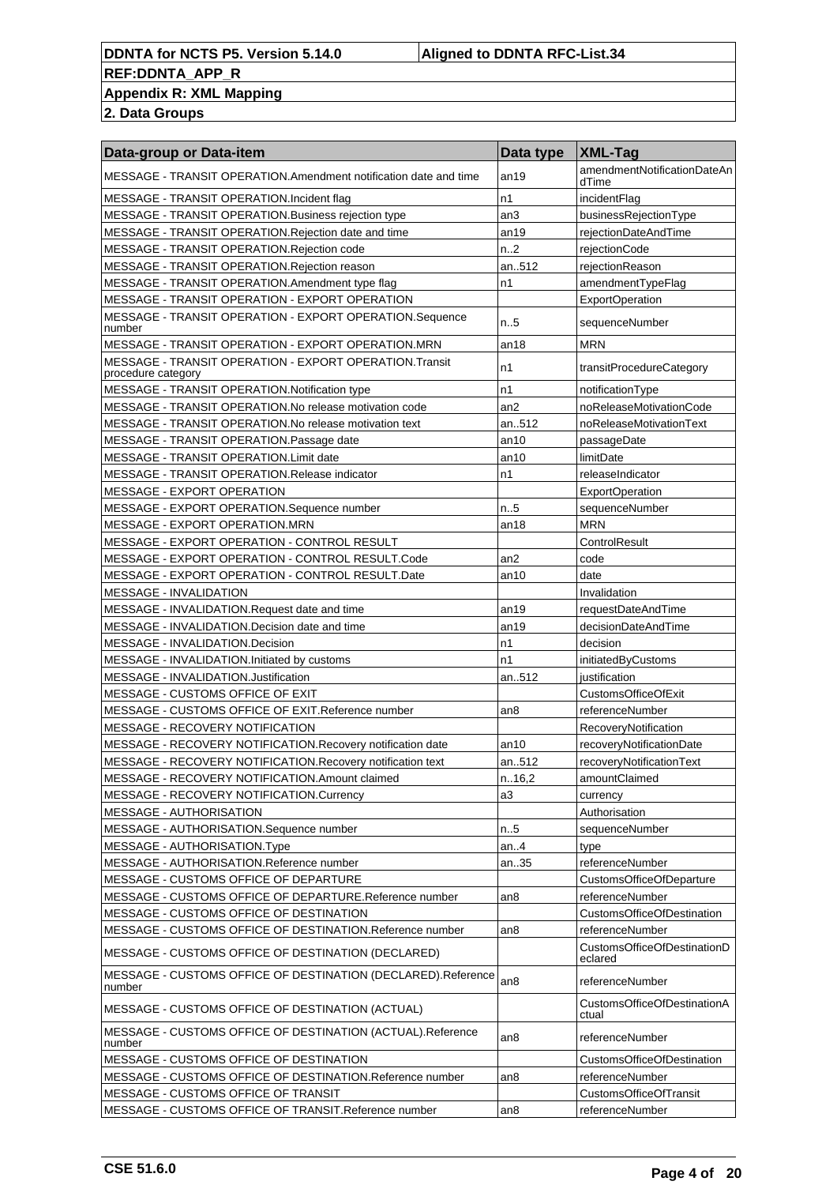| Data-group or Data-item | Data type | XML-Tag |
|---|---|---|
| MESSAGE - TRANSIT OPERATION.Amendment notification date and time | an19 | amendmentNotificationDateAndTime |
| MESSAGE - TRANSIT OPERATION.Incident flag | n1 | incidentFlag |
| MESSAGE - TRANSIT OPERATION.Business rejection type | an3 | businessRejectionType |
| MESSAGE - TRANSIT OPERATION.Rejection date and time | an19 | rejectionDateAndTime |
| MESSAGE - TRANSIT OPERATION.Rejection code | n..2 | rejectionCode |
| MESSAGE - TRANSIT OPERATION.Rejection reason | an..512 | rejectionReason |
| MESSAGE - TRANSIT OPERATION.Amendment type flag | n1 | amendmentTypeFlag |
| MESSAGE - TRANSIT OPERATION - EXPORT OPERATION | | ExportOperation |
| MESSAGE - TRANSIT OPERATION - EXPORT OPERATION.Sequence number | n..5 | sequenceNumber |
| MESSAGE - TRANSIT OPERATION - EXPORT OPERATION.MRN | an18 | MRN |
| MESSAGE - TRANSIT OPERATION - EXPORT OPERATION.Transit procedure category | n1 | transitProcedureCategory |
| MESSAGE - TRANSIT OPERATION.Notification type | n1 | notificationType |
| MESSAGE - TRANSIT OPERATION.No release motivation code | an2 | noReleaseMotivationCode |
| MESSAGE - TRANSIT OPERATION.No release motivation text | an..512 | noReleaseMotivationText |
| MESSAGE - TRANSIT OPERATION.Passage date | an10 | passageDate |
| MESSAGE - TRANSIT OPERATION.Limit date | an10 | limitDate |
| MESSAGE - TRANSIT OPERATION.Release indicator | n1 | releaseIndicator |
| MESSAGE - EXPORT OPERATION | | ExportOperation |
| MESSAGE - EXPORT OPERATION.Sequence number | n..5 | sequenceNumber |
| MESSAGE - EXPORT OPERATION.MRN | an18 | MRN |
| MESSAGE - EXPORT OPERATION - CONTROL RESULT | | ControlResult |
| MESSAGE - EXPORT OPERATION - CONTROL RESULT.Code | an2 | code |
| MESSAGE - EXPORT OPERATION - CONTROL RESULT.Date | an10 | date |
| MESSAGE - INVALIDATION | | Invalidation |
| MESSAGE - INVALIDATION.Request date and time | an19 | requestDateAndTime |
| MESSAGE - INVALIDATION.Decision date and time | an19 | decisionDateAndTime |
| MESSAGE - INVALIDATION.Decision | n1 | decision |
| MESSAGE - INVALIDATION.Initiated by customs | n1 | initiatedByCustoms |
| MESSAGE - INVALIDATION.Justification | an..512 | justification |
| MESSAGE - CUSTOMS OFFICE OF EXIT | | CustomsOfficeOfExit |
| MESSAGE - CUSTOMS OFFICE OF EXIT.Reference number | an8 | referenceNumber |
| MESSAGE - RECOVERY NOTIFICATION | | RecoveryNotification |
| MESSAGE - RECOVERY NOTIFICATION.Recovery notification date | an10 | recoveryNotificationDate |
| MESSAGE - RECOVERY NOTIFICATION.Recovery notification text | an..512 | recoveryNotificationText |
| MESSAGE - RECOVERY NOTIFICATION.Amount claimed | n..16,2 | amountClaimed |
| MESSAGE - RECOVERY NOTIFICATION.Currency | a3 | currency |
| MESSAGE - AUTHORISATION | | Authorisation |
| MESSAGE - AUTHORISATION.Sequence number | n..5 | sequenceNumber |
| MESSAGE - AUTHORISATION.Type | an..4 | type |
| MESSAGE - AUTHORISATION.Reference number | an..35 | referenceNumber |
| MESSAGE - CUSTOMS OFFICE OF DEPARTURE | | CustomsOfficeOfDeparture |
| MESSAGE - CUSTOMS OFFICE OF DEPARTURE.Reference number | an8 | referenceNumber |
| MESSAGE - CUSTOMS OFFICE OF DESTINATION | | CustomsOfficeOfDestination |
| MESSAGE - CUSTOMS OFFICE OF DESTINATION.Reference number | an8 | referenceNumber |
| MESSAGE - CUSTOMS OFFICE OF DESTINATION (DECLARED) | | CustomsOfficeOfDestinationDeclared |
| MESSAGE - CUSTOMS OFFICE OF DESTINATION (DECLARED).Reference number | an8 | referenceNumber |
| MESSAGE - CUSTOMS OFFICE OF DESTINATION (ACTUAL) | | CustomsOfficeOfDestinationActual |
| MESSAGE - CUSTOMS OFFICE OF DESTINATION (ACTUAL).Reference number | an8 | referenceNumber |
| MESSAGE - CUSTOMS OFFICE OF DESTINATION | | CustomsOfficeOfDestination |
| MESSAGE - CUSTOMS OFFICE OF DESTINATION.Reference number | an8 | referenceNumber |
| MESSAGE - CUSTOMS OFFICE OF TRANSIT | | CustomsOfficeOfTransit |
| MESSAGE - CUSTOMS OFFICE OF TRANSIT.Reference number | an8 | referenceNumber |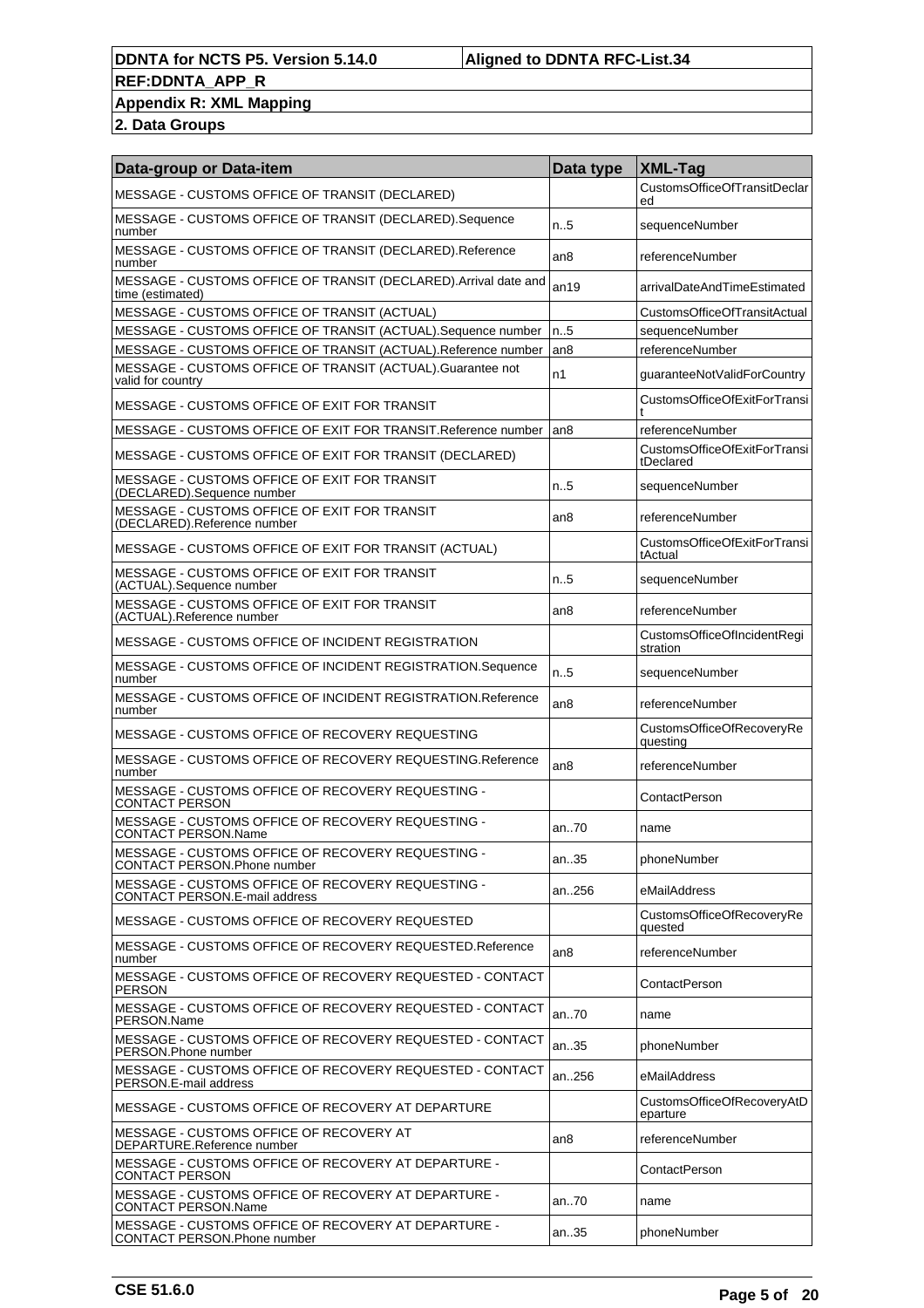| Data-group or Data-item | Data type | XML-Tag |
|---|---|---|
| MESSAGE - CUSTOMS OFFICE OF TRANSIT (DECLARED) | | CustomsOfficeOfTransitDeclared |
| MESSAGE - CUSTOMS OFFICE OF TRANSIT (DECLARED).Sequence number | n..5 | sequenceNumber |
| MESSAGE - CUSTOMS OFFICE OF TRANSIT (DECLARED).Reference number | an8 | referenceNumber |
| MESSAGE - CUSTOMS OFFICE OF TRANSIT (DECLARED).Arrival date and time (estimated) | an19 | arrivalDateAndTimeEstimated |
| MESSAGE - CUSTOMS OFFICE OF TRANSIT (ACTUAL) | | CustomsOfficeOfTransitActual |
| MESSAGE - CUSTOMS OFFICE OF TRANSIT (ACTUAL).Sequence number | n..5 | sequenceNumber |
| MESSAGE - CUSTOMS OFFICE OF TRANSIT (ACTUAL).Reference number | an8 | referenceNumber |
| MESSAGE - CUSTOMS OFFICE OF TRANSIT (ACTUAL).Guarantee not valid for country | n1 | guaranteeNotValidForCountry |
| MESSAGE - CUSTOMS OFFICE OF EXIT FOR TRANSIT | | CustomsOfficeOfExitForTransit |
| MESSAGE - CUSTOMS OFFICE OF EXIT FOR TRANSIT.Reference number | an8 | referenceNumber |
| MESSAGE - CUSTOMS OFFICE OF EXIT FOR TRANSIT (DECLARED) | | CustomsOfficeOfExitForTransitDeclared |
| MESSAGE - CUSTOMS OFFICE OF EXIT FOR TRANSIT (DECLARED).Sequence number | n..5 | sequenceNumber |
| MESSAGE - CUSTOMS OFFICE OF EXIT FOR TRANSIT (DECLARED).Reference number | an8 | referenceNumber |
| MESSAGE - CUSTOMS OFFICE OF EXIT FOR TRANSIT (ACTUAL) | | CustomsOfficeOfExitForTransitActual |
| MESSAGE - CUSTOMS OFFICE OF EXIT FOR TRANSIT (ACTUAL).Sequence number | n..5 | sequenceNumber |
| MESSAGE - CUSTOMS OFFICE OF EXIT FOR TRANSIT (ACTUAL).Reference number | an8 | referenceNumber |
| MESSAGE - CUSTOMS OFFICE OF INCIDENT REGISTRATION | | CustomsOfficeOfIncidentRegistration |
| MESSAGE - CUSTOMS OFFICE OF INCIDENT REGISTRATION.Sequence number | n..5 | sequenceNumber |
| MESSAGE - CUSTOMS OFFICE OF INCIDENT REGISTRATION.Reference number | an8 | referenceNumber |
| MESSAGE - CUSTOMS OFFICE OF RECOVERY REQUESTING | | CustomsOfficeOfRecoveryRequesting |
| MESSAGE - CUSTOMS OFFICE OF RECOVERY REQUESTING.Reference number | an8 | referenceNumber |
| MESSAGE - CUSTOMS OFFICE OF RECOVERY REQUESTING - CONTACT PERSON | | ContactPerson |
| MESSAGE - CUSTOMS OFFICE OF RECOVERY REQUESTING - CONTACT PERSON.Name | an..70 | name |
| MESSAGE - CUSTOMS OFFICE OF RECOVERY REQUESTING - CONTACT PERSON.Phone number | an..35 | phoneNumber |
| MESSAGE - CUSTOMS OFFICE OF RECOVERY REQUESTING - CONTACT PERSON.E-mail address | an..256 | eMailAddress |
| MESSAGE - CUSTOMS OFFICE OF RECOVERY REQUESTED | | CustomsOfficeOfRecoveryRequested |
| MESSAGE - CUSTOMS OFFICE OF RECOVERY REQUESTED.Reference number | an8 | referenceNumber |
| MESSAGE - CUSTOMS OFFICE OF RECOVERY REQUESTED - CONTACT PERSON | | ContactPerson |
| MESSAGE - CUSTOMS OFFICE OF RECOVERY REQUESTED - CONTACT PERSON.Name | an..70 | name |
| MESSAGE - CUSTOMS OFFICE OF RECOVERY REQUESTED - CONTACT PERSON.Phone number | an..35 | phoneNumber |
| MESSAGE - CUSTOMS OFFICE OF RECOVERY REQUESTED - CONTACT PERSON.E-mail address | an..256 | eMailAddress |
| MESSAGE - CUSTOMS OFFICE OF RECOVERY AT DEPARTURE | | CustomsOfficeOfRecoveryAtDeparture |
| MESSAGE - CUSTOMS OFFICE OF RECOVERY AT DEPARTURE.Reference number | an8 | referenceNumber |
| MESSAGE - CUSTOMS OFFICE OF RECOVERY AT DEPARTURE - CONTACT PERSON | | ContactPerson |
| MESSAGE - CUSTOMS OFFICE OF RECOVERY AT DEPARTURE - CONTACT PERSON.Name | an..70 | name |
| MESSAGE - CUSTOMS OFFICE OF RECOVERY AT DEPARTURE - CONTACT PERSON.Phone number | an..35 | phoneNumber |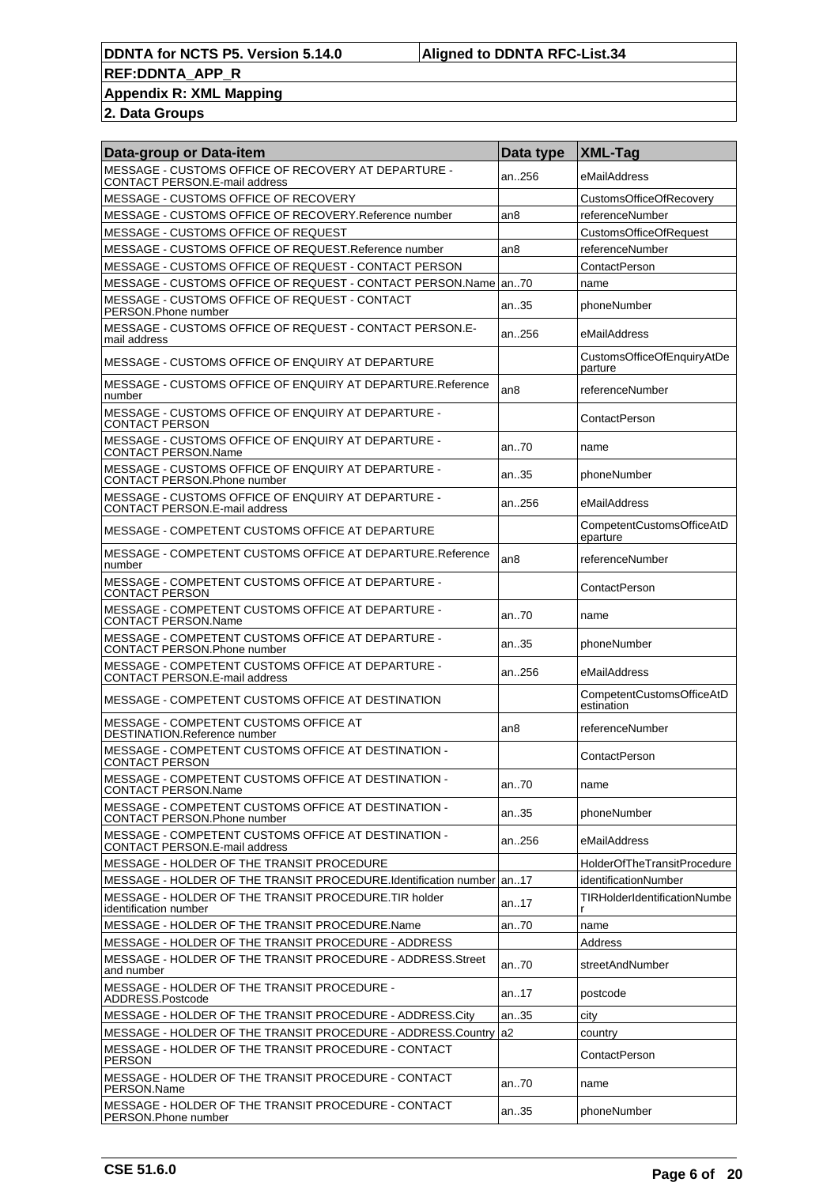| Data-group or Data-item | Data type | XML-Tag |
|---|---|---|
| MESSAGE - CUSTOMS OFFICE OF RECOVERY AT DEPARTURE - CONTACT PERSON.E-mail address | an..256 | eMailAddress |
| MESSAGE - CUSTOMS OFFICE OF RECOVERY | | CustomsOfficeOfRecovery |
| MESSAGE - CUSTOMS OFFICE OF RECOVERY.Reference number | an8 | referenceNumber |
| MESSAGE - CUSTOMS OFFICE OF REQUEST | | CustomsOfficeOfRequest |
| MESSAGE - CUSTOMS OFFICE OF REQUEST.Reference number | an8 | referenceNumber |
| MESSAGE - CUSTOMS OFFICE OF REQUEST - CONTACT PERSON | | ContactPerson |
| MESSAGE - CUSTOMS OFFICE OF REQUEST - CONTACT PERSON.Name | an..70 | name |
| MESSAGE - CUSTOMS OFFICE OF REQUEST - CONTACT PERSON.Phone number | an..35 | phoneNumber |
| MESSAGE - CUSTOMS OFFICE OF REQUEST - CONTACT PERSON.E-mail address | an..256 | eMailAddress |
| MESSAGE - CUSTOMS OFFICE OF ENQUIRY AT DEPARTURE | | CustomsOfficeOfEnquiryAtDeparture |
| MESSAGE - CUSTOMS OFFICE OF ENQUIRY AT DEPARTURE.Reference number | an8 | referenceNumber |
| MESSAGE - CUSTOMS OFFICE OF ENQUIRY AT DEPARTURE - CONTACT PERSON | | ContactPerson |
| MESSAGE - CUSTOMS OFFICE OF ENQUIRY AT DEPARTURE - CONTACT PERSON.Name | an..70 | name |
| MESSAGE - CUSTOMS OFFICE OF ENQUIRY AT DEPARTURE - CONTACT PERSON.Phone number | an..35 | phoneNumber |
| MESSAGE - CUSTOMS OFFICE OF ENQUIRY AT DEPARTURE - CONTACT PERSON.E-mail address | an..256 | eMailAddress |
| MESSAGE - COMPETENT CUSTOMS OFFICE AT DEPARTURE | | CompetentCustomsOfficeAtDeparture |
| MESSAGE - COMPETENT CUSTOMS OFFICE AT DEPARTURE.Reference number | an8 | referenceNumber |
| MESSAGE - COMPETENT CUSTOMS OFFICE AT DEPARTURE - CONTACT PERSON | | ContactPerson |
| MESSAGE - COMPETENT CUSTOMS OFFICE AT DEPARTURE - CONTACT PERSON.Name | an..70 | name |
| MESSAGE - COMPETENT CUSTOMS OFFICE AT DEPARTURE - CONTACT PERSON.Phone number | an..35 | phoneNumber |
| MESSAGE - COMPETENT CUSTOMS OFFICE AT DEPARTURE - CONTACT PERSON.E-mail address | an..256 | eMailAddress |
| MESSAGE - COMPETENT CUSTOMS OFFICE AT DESTINATION | | CompetentCustomsOfficeAtDestination |
| MESSAGE - COMPETENT CUSTOMS OFFICE AT DESTINATION.Reference number | an8 | referenceNumber |
| MESSAGE - COMPETENT CUSTOMS OFFICE AT DESTINATION - CONTACT PERSON | | ContactPerson |
| MESSAGE - COMPETENT CUSTOMS OFFICE AT DESTINATION - CONTACT PERSON.Name | an..70 | name |
| MESSAGE - COMPETENT CUSTOMS OFFICE AT DESTINATION - CONTACT PERSON.Phone number | an..35 | phoneNumber |
| MESSAGE - COMPETENT CUSTOMS OFFICE AT DESTINATION - CONTACT PERSON.E-mail address | an..256 | eMailAddress |
| MESSAGE - HOLDER OF THE TRANSIT PROCEDURE | | HolderOfTheTransitProcedure |
| MESSAGE - HOLDER OF THE TRANSIT PROCEDURE.Identification number | an..17 | identificationNumber |
| MESSAGE - HOLDER OF THE TRANSIT PROCEDURE.TIR holder identification number | an..17 | TIRHolderIdentificationNumber |
| MESSAGE - HOLDER OF THE TRANSIT PROCEDURE.Name | an..70 | name |
| MESSAGE - HOLDER OF THE TRANSIT PROCEDURE - ADDRESS | | Address |
| MESSAGE - HOLDER OF THE TRANSIT PROCEDURE - ADDRESS.Street and number | an..70 | streetAndNumber |
| MESSAGE - HOLDER OF THE TRANSIT PROCEDURE - ADDRESS.Postcode | an..17 | postcode |
| MESSAGE - HOLDER OF THE TRANSIT PROCEDURE - ADDRESS.City | an..35 | city |
| MESSAGE - HOLDER OF THE TRANSIT PROCEDURE - ADDRESS.Country | a2 | country |
| MESSAGE - HOLDER OF THE TRANSIT PROCEDURE - CONTACT PERSON | | ContactPerson |
| MESSAGE - HOLDER OF THE TRANSIT PROCEDURE - CONTACT PERSON.Name | an..70 | name |
| MESSAGE - HOLDER OF THE TRANSIT PROCEDURE - CONTACT PERSON.Phone number | an..35 | phoneNumber |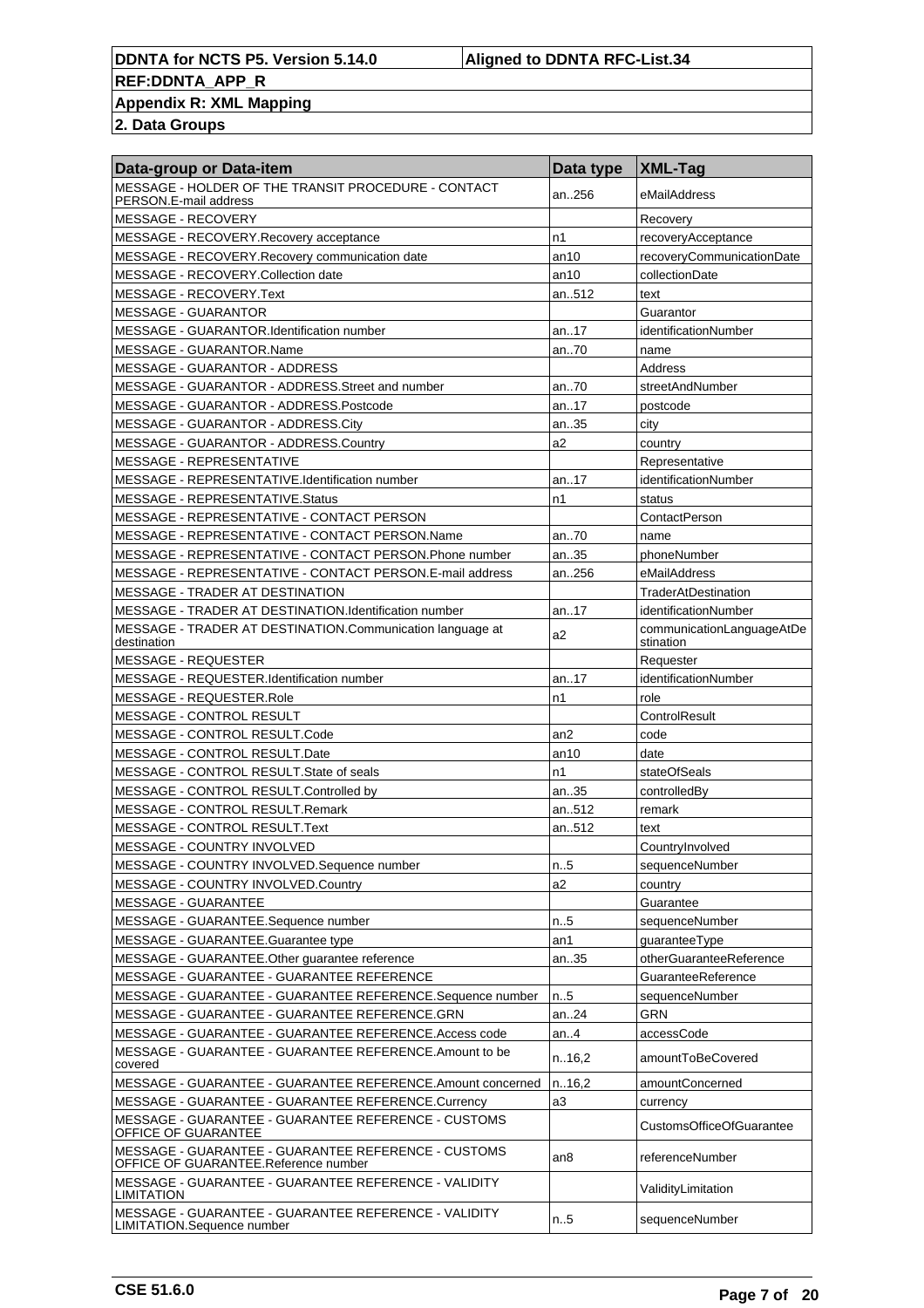| Data-group or Data-item | Data type | XML-Tag |
|---|---|---|
| MESSAGE - HOLDER OF THE TRANSIT PROCEDURE - CONTACT PERSON.E-mail address | an..256 | eMailAddress |
| MESSAGE - RECOVERY | | Recovery |
| MESSAGE - RECOVERY.Recovery acceptance | n1 | recoveryAcceptance |
| MESSAGE - RECOVERY.Recovery communication date | an10 | recoveryCommunicationDate |
| MESSAGE - RECOVERY.Collection date | an10 | collectionDate |
| MESSAGE - RECOVERY.Text | an..512 | text |
| MESSAGE - GUARANTOR | | Guarantor |
| MESSAGE - GUARANTOR.Identification number | an..17 | identificationNumber |
| MESSAGE - GUARANTOR.Name | an..70 | name |
| MESSAGE - GUARANTOR - ADDRESS | | Address |
| MESSAGE - GUARANTOR - ADDRESS.Street and number | an..70 | streetAndNumber |
| MESSAGE - GUARANTOR - ADDRESS.Postcode | an..17 | postcode |
| MESSAGE - GUARANTOR - ADDRESS.City | an..35 | city |
| MESSAGE - GUARANTOR - ADDRESS.Country | a2 | country |
| MESSAGE - REPRESENTATIVE | | Representative |
| MESSAGE - REPRESENTATIVE.Identification number | an..17 | identificationNumber |
| MESSAGE - REPRESENTATIVE.Status | n1 | status |
| MESSAGE - REPRESENTATIVE - CONTACT PERSON | | ContactPerson |
| MESSAGE - REPRESENTATIVE - CONTACT PERSON.Name | an..70 | name |
| MESSAGE - REPRESENTATIVE - CONTACT PERSON.Phone number | an..35 | phoneNumber |
| MESSAGE - REPRESENTATIVE - CONTACT PERSON.E-mail address | an..256 | eMailAddress |
| MESSAGE - TRADER AT DESTINATION | | TraderAtDestination |
| MESSAGE - TRADER AT DESTINATION.Identification number | an..17 | identificationNumber |
| MESSAGE - TRADER AT DESTINATION.Communication language at destination | a2 | communicationLanguageAtDestination |
| MESSAGE - REQUESTER | | Requester |
| MESSAGE - REQUESTER.Identification number | an..17 | identificationNumber |
| MESSAGE - REQUESTER.Role | n1 | role |
| MESSAGE - CONTROL RESULT | | ControlResult |
| MESSAGE - CONTROL RESULT.Code | an2 | code |
| MESSAGE - CONTROL RESULT.Date | an10 | date |
| MESSAGE - CONTROL RESULT.State of seals | n1 | stateOfSeals |
| MESSAGE - CONTROL RESULT.Controlled by | an..35 | controlledBy |
| MESSAGE - CONTROL RESULT.Remark | an..512 | remark |
| MESSAGE - CONTROL RESULT.Text | an..512 | text |
| MESSAGE - COUNTRY INVOLVED | | CountryInvolved |
| MESSAGE - COUNTRY INVOLVED.Sequence number | n..5 | sequenceNumber |
| MESSAGE - COUNTRY INVOLVED.Country | a2 | country |
| MESSAGE - GUARANTEE | | Guarantee |
| MESSAGE - GUARANTEE.Sequence number | n..5 | sequenceNumber |
| MESSAGE - GUARANTEE.Guarantee type | an1 | guaranteeType |
| MESSAGE - GUARANTEE.Other guarantee reference | an..35 | otherGuaranteeReference |
| MESSAGE - GUARANTEE - GUARANTEE REFERENCE | | GuaranteeReference |
| MESSAGE - GUARANTEE - GUARANTEE REFERENCE.Sequence number | n..5 | sequenceNumber |
| MESSAGE - GUARANTEE - GUARANTEE REFERENCE.GRN | an..24 | GRN |
| MESSAGE - GUARANTEE - GUARANTEE REFERENCE.Access code | an..4 | accessCode |
| MESSAGE - GUARANTEE - GUARANTEE REFERENCE.Amount to be covered | n..16,2 | amountToBeCovered |
| MESSAGE - GUARANTEE - GUARANTEE REFERENCE.Amount concerned | n..16,2 | amountConcerned |
| MESSAGE - GUARANTEE - GUARANTEE REFERENCE.Currency | a3 | currency |
| MESSAGE - GUARANTEE - GUARANTEE REFERENCE - CUSTOMS OFFICE OF GUARANTEE | | CustomsOfficeOfGuarantee |
| MESSAGE - GUARANTEE - GUARANTEE REFERENCE - CUSTOMS OFFICE OF GUARANTEE.Reference number | an8 | referenceNumber |
| MESSAGE - GUARANTEE - GUARANTEE REFERENCE - VALIDITY LIMITATION | | ValidityLimitation |
| MESSAGE - GUARANTEE - GUARANTEE REFERENCE - VALIDITY LIMITATION.Sequence number | n..5 | sequenceNumber |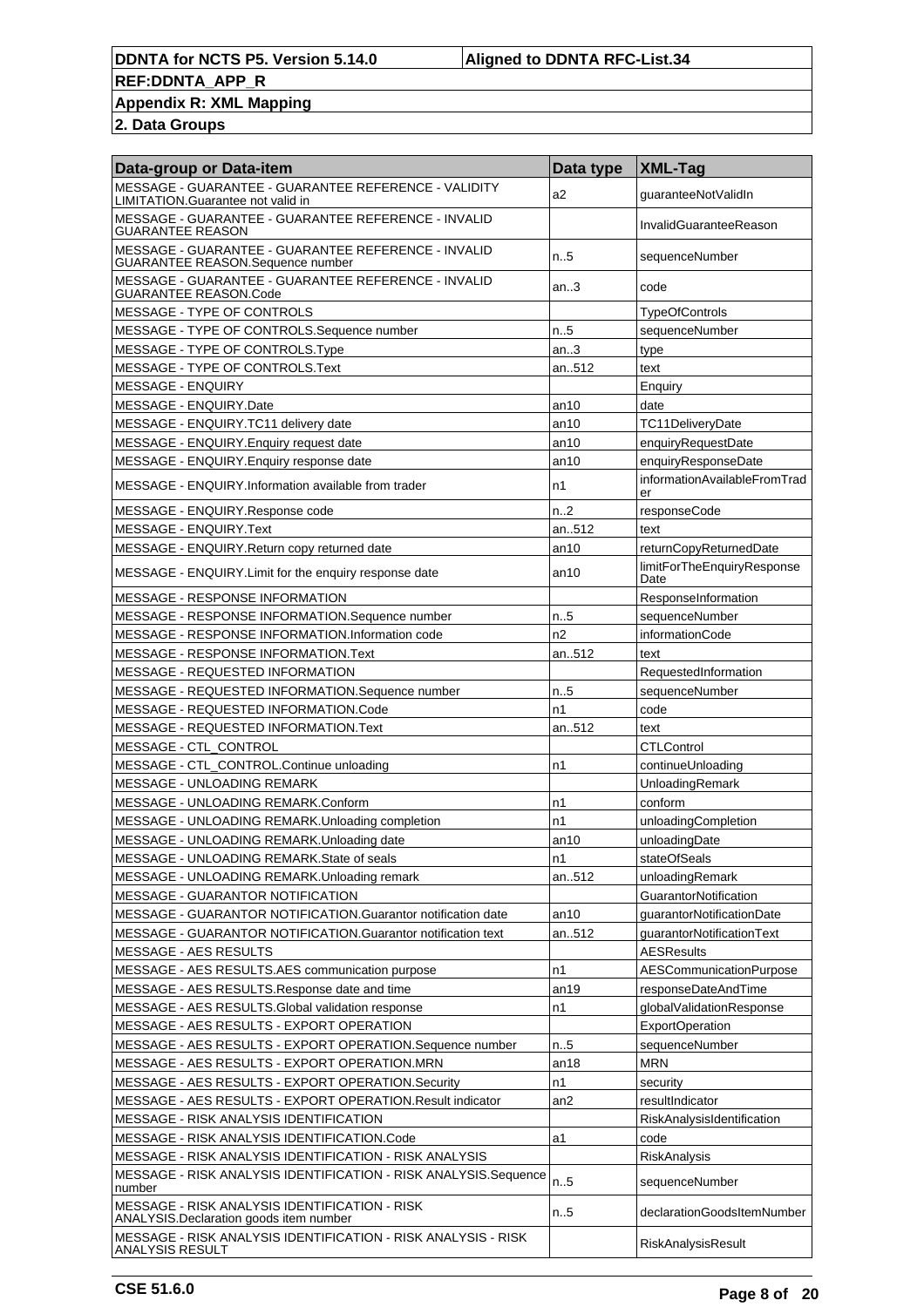| Data-group or Data-item | Data type | XML-Tag |
|---|---|---|
| MESSAGE - GUARANTEE - GUARANTEE REFERENCE - VALIDITY LIMITATION.Guarantee not valid in | a2 | guaranteeNotValidIn |
| MESSAGE - GUARANTEE - GUARANTEE REFERENCE - INVALID GUARANTEE REASON | | InvalidGuaranteeReason |
| MESSAGE - GUARANTEE - GUARANTEE REFERENCE - INVALID GUARANTEE REASON.Sequence number | n..5 | sequenceNumber |
| MESSAGE - GUARANTEE - GUARANTEE REFERENCE - INVALID GUARANTEE REASON.Code | an..3 | code |
| MESSAGE - TYPE OF CONTROLS | | TypeOfControls |
| MESSAGE - TYPE OF CONTROLS.Sequence number | n..5 | sequenceNumber |
| MESSAGE - TYPE OF CONTROLS.Type | an..3 | type |
| MESSAGE - TYPE OF CONTROLS.Text | an..512 | text |
| MESSAGE - ENQUIRY | | Enquiry |
| MESSAGE - ENQUIRY.Date | an10 | date |
| MESSAGE - ENQUIRY.TC11 delivery date | an10 | TC11DeliveryDate |
| MESSAGE - ENQUIRY.Enquiry request date | an10 | enquiryRequestDate |
| MESSAGE - ENQUIRY.Enquiry response date | an10 | enquiryResponseDate |
| MESSAGE - ENQUIRY.Information available from trader | n1 | informationAvailableFromTrader |
| MESSAGE - ENQUIRY.Response code | n..2 | responseCode |
| MESSAGE - ENQUIRY.Text | an..512 | text |
| MESSAGE - ENQUIRY.Return copy returned date | an10 | returnCopyReturnedDate |
| MESSAGE - ENQUIRY.Limit for the enquiry response date | an10 | limitForTheEnquiryResponseDate |
| MESSAGE - RESPONSE INFORMATION | | ResponseInformation |
| MESSAGE - RESPONSE INFORMATION.Sequence number | n..5 | sequenceNumber |
| MESSAGE - RESPONSE INFORMATION.Information code | n2 | informationCode |
| MESSAGE - RESPONSE INFORMATION.Text | an..512 | text |
| MESSAGE - REQUESTED INFORMATION | | RequestedInformation |
| MESSAGE - REQUESTED INFORMATION.Sequence number | n..5 | sequenceNumber |
| MESSAGE - REQUESTED INFORMATION.Code | n1 | code |
| MESSAGE - REQUESTED INFORMATION.Text | an..512 | text |
| MESSAGE - CTL_CONTROL | | CTLControl |
| MESSAGE - CTL_CONTROL.Continue unloading | n1 | continueUnloading |
| MESSAGE - UNLOADING REMARK | | UnloadingRemark |
| MESSAGE - UNLOADING REMARK.Conform | n1 | conform |
| MESSAGE - UNLOADING REMARK.Unloading completion | n1 | unloadingCompletion |
| MESSAGE - UNLOADING REMARK.Unloading date | an10 | unloadingDate |
| MESSAGE - UNLOADING REMARK.State of seals | n1 | stateOfSeals |
| MESSAGE - UNLOADING REMARK.Unloading remark | an..512 | unloadingRemark |
| MESSAGE - GUARANTOR NOTIFICATION | | GuarantorNotification |
| MESSAGE - GUARANTOR NOTIFICATION.Guarantor notification date | an10 | guarantorNotificationDate |
| MESSAGE - GUARANTOR NOTIFICATION.Guarantor notification text | an..512 | guarantorNotificationText |
| MESSAGE - AES RESULTS | | AESResults |
| MESSAGE - AES RESULTS.AES communication purpose | n1 | AESCommunicationPurpose |
| MESSAGE - AES RESULTS.Response date and time | an19 | responseDateAndTime |
| MESSAGE - AES RESULTS.Global validation response | n1 | globalValidationResponse |
| MESSAGE - AES RESULTS - EXPORT OPERATION | | ExportOperation |
| MESSAGE - AES RESULTS - EXPORT OPERATION.Sequence number | n..5 | sequenceNumber |
| MESSAGE - AES RESULTS - EXPORT OPERATION.MRN | an18 | MRN |
| MESSAGE - AES RESULTS - EXPORT OPERATION.Security | n1 | security |
| MESSAGE - AES RESULTS - EXPORT OPERATION.Result indicator | an2 | resultIndicator |
| MESSAGE - RISK ANALYSIS IDENTIFICATION | | RiskAnalysisIdentification |
| MESSAGE - RISK ANALYSIS IDENTIFICATION.Code | a1 | code |
| MESSAGE - RISK ANALYSIS IDENTIFICATION - RISK ANALYSIS | | RiskAnalysis |
| MESSAGE - RISK ANALYSIS IDENTIFICATION - RISK ANALYSIS.Sequence number | n..5 | sequenceNumber |
| MESSAGE - RISK ANALYSIS IDENTIFICATION - RISK ANALYSIS.Declaration goods item number | n..5 | declarationGoodsItemNumber |
| MESSAGE - RISK ANALYSIS IDENTIFICATION - RISK ANALYSIS - RISK ANALYSIS RESULT | | RiskAnalysisResult |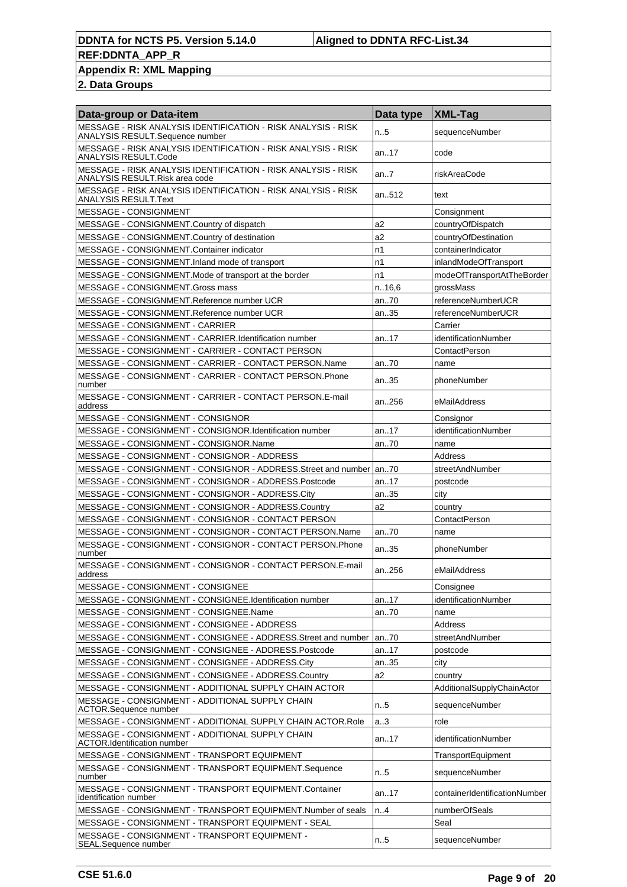| Data-group or Data-item | Data type | XML-Tag |
|---|---|---|
| MESSAGE - RISK ANALYSIS IDENTIFICATION - RISK ANALYSIS - RISK ANALYSIS RESULT.Sequence number | n..5 | sequenceNumber |
| MESSAGE - RISK ANALYSIS IDENTIFICATION - RISK ANALYSIS - RISK ANALYSIS RESULT.Code | an..17 | code |
| MESSAGE - RISK ANALYSIS IDENTIFICATION - RISK ANALYSIS - RISK ANALYSIS RESULT.Risk area code | an..7 | riskAreaCode |
| MESSAGE - RISK ANALYSIS IDENTIFICATION - RISK ANALYSIS - RISK ANALYSIS RESULT.Text | an..512 | text |
| MESSAGE - CONSIGNMENT | | Consignment |
| MESSAGE - CONSIGNMENT.Country of dispatch | a2 | countryOfDispatch |
| MESSAGE - CONSIGNMENT.Country of destination | a2 | countryOfDestination |
| MESSAGE - CONSIGNMENT.Container indicator | n1 | containerIndicator |
| MESSAGE - CONSIGNMENT.Inland mode of transport | n1 | inlandModeOfTransport |
| MESSAGE - CONSIGNMENT.Mode of transport at the border | n1 | modeOfTransportAtTheBorder |
| MESSAGE - CONSIGNMENT.Gross mass | n..16,6 | grossMass |
| MESSAGE - CONSIGNMENT.Reference number UCR | an..70 | referenceNumberUCR |
| MESSAGE - CONSIGNMENT.Reference number UCR | an..35 | referenceNumberUCR |
| MESSAGE - CONSIGNMENT - CARRIER | | Carrier |
| MESSAGE - CONSIGNMENT - CARRIER.Identification number | an..17 | identificationNumber |
| MESSAGE - CONSIGNMENT - CARRIER - CONTACT PERSON | | ContactPerson |
| MESSAGE - CONSIGNMENT - CARRIER - CONTACT PERSON.Name | an..70 | name |
| MESSAGE - CONSIGNMENT - CARRIER - CONTACT PERSON.Phone number | an..35 | phoneNumber |
| MESSAGE - CONSIGNMENT - CARRIER - CONTACT PERSON.E-mail address | an..256 | eMailAddress |
| MESSAGE - CONSIGNMENT - CONSIGNOR | | Consignor |
| MESSAGE - CONSIGNMENT - CONSIGNOR.Identification number | an..17 | identificationNumber |
| MESSAGE - CONSIGNMENT - CONSIGNOR.Name | an..70 | name |
| MESSAGE - CONSIGNMENT - CONSIGNOR - ADDRESS | | Address |
| MESSAGE - CONSIGNMENT - CONSIGNOR - ADDRESS.Street and number | an..70 | streetAndNumber |
| MESSAGE - CONSIGNMENT - CONSIGNOR - ADDRESS.Postcode | an..17 | postcode |
| MESSAGE - CONSIGNMENT - CONSIGNOR - ADDRESS.City | an..35 | city |
| MESSAGE - CONSIGNMENT - CONSIGNOR - ADDRESS.Country | a2 | country |
| MESSAGE - CONSIGNMENT - CONSIGNOR - CONTACT PERSON | | ContactPerson |
| MESSAGE - CONSIGNMENT - CONSIGNOR - CONTACT PERSON.Name | an..70 | name |
| MESSAGE - CONSIGNMENT - CONSIGNOR - CONTACT PERSON.Phone number | an..35 | phoneNumber |
| MESSAGE - CONSIGNMENT - CONSIGNOR - CONTACT PERSON.E-mail address | an..256 | eMailAddress |
| MESSAGE - CONSIGNMENT - CONSIGNEE | | Consignee |
| MESSAGE - CONSIGNMENT - CONSIGNEE.Identification number | an..17 | identificationNumber |
| MESSAGE - CONSIGNMENT - CONSIGNEE.Name | an..70 | name |
| MESSAGE - CONSIGNMENT - CONSIGNEE - ADDRESS | | Address |
| MESSAGE - CONSIGNMENT - CONSIGNEE - ADDRESS.Street and number | an..70 | streetAndNumber |
| MESSAGE - CONSIGNMENT - CONSIGNEE - ADDRESS.Postcode | an..17 | postcode |
| MESSAGE - CONSIGNMENT - CONSIGNEE - ADDRESS.City | an..35 | city |
| MESSAGE - CONSIGNMENT - CONSIGNEE - ADDRESS.Country | a2 | country |
| MESSAGE - CONSIGNMENT - ADDITIONAL SUPPLY CHAIN ACTOR | | AdditionalSupplyChainActor |
| MESSAGE - CONSIGNMENT - ADDITIONAL SUPPLY CHAIN ACTOR.Sequence number | n..5 | sequenceNumber |
| MESSAGE - CONSIGNMENT - ADDITIONAL SUPPLY CHAIN ACTOR.Role | a..3 | role |
| MESSAGE - CONSIGNMENT - ADDITIONAL SUPPLY CHAIN ACTOR.Identification number | an..17 | identificationNumber |
| MESSAGE - CONSIGNMENT - TRANSPORT EQUIPMENT | | TransportEquipment |
| MESSAGE - CONSIGNMENT - TRANSPORT EQUIPMENT.Sequence number | n..5 | sequenceNumber |
| MESSAGE - CONSIGNMENT - TRANSPORT EQUIPMENT.Container identification number | an..17 | containerIdentificationNumber |
| MESSAGE - CONSIGNMENT - TRANSPORT EQUIPMENT.Number of seals | n..4 | numberOfSeals |
| MESSAGE - CONSIGNMENT - TRANSPORT EQUIPMENT - SEAL | | Seal |
| MESSAGE - CONSIGNMENT - TRANSPORT EQUIPMENT - SEAL.Sequence number | n..5 | sequenceNumber |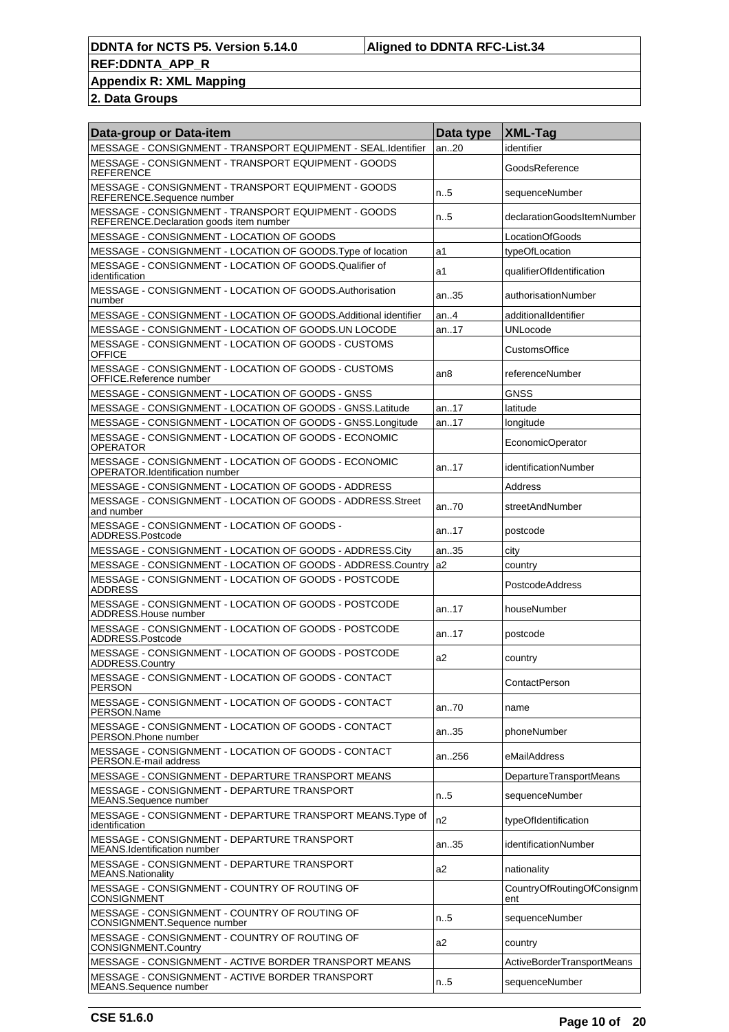| Data-group or Data-item | Data type | XML-Tag |
|---|---|---|
| MESSAGE - CONSIGNMENT - TRANSPORT EQUIPMENT - SEAL.Identifier | an..20 | identifier |
| MESSAGE - CONSIGNMENT - TRANSPORT EQUIPMENT - GOODS REFERENCE | | GoodsReference |
| MESSAGE - CONSIGNMENT - TRANSPORT EQUIPMENT - GOODS REFERENCE.Sequence number | n..5 | sequenceNumber |
| MESSAGE - CONSIGNMENT - TRANSPORT EQUIPMENT - GOODS REFERENCE.Declaration goods item number | n..5 | declarationGoodsItemNumber |
| MESSAGE - CONSIGNMENT - LOCATION OF GOODS | | LocationOfGoods |
| MESSAGE - CONSIGNMENT - LOCATION OF GOODS.Type of location | a1 | typeOfLocation |
| MESSAGE - CONSIGNMENT - LOCATION OF GOODS.Qualifier of identification | a1 | qualifierOfIdentification |
| MESSAGE - CONSIGNMENT - LOCATION OF GOODS.Authorisation number | an..35 | authorisationNumber |
| MESSAGE - CONSIGNMENT - LOCATION OF GOODS.Additional identifier | an..4 | additionalIdentifier |
| MESSAGE - CONSIGNMENT - LOCATION OF GOODS.UN LOCODE | an..17 | UNLocode |
| MESSAGE - CONSIGNMENT - LOCATION OF GOODS - CUSTOMS OFFICE | | CustomsOffice |
| MESSAGE - CONSIGNMENT - LOCATION OF GOODS - CUSTOMS OFFICE.Reference number | an8 | referenceNumber |
| MESSAGE - CONSIGNMENT - LOCATION OF GOODS - GNSS | | GNSS |
| MESSAGE - CONSIGNMENT - LOCATION OF GOODS - GNSS.Latitude | an..17 | latitude |
| MESSAGE - CONSIGNMENT - LOCATION OF GOODS - GNSS.Longitude | an..17 | longitude |
| MESSAGE - CONSIGNMENT - LOCATION OF GOODS - ECONOMIC OPERATOR | | EconomicOperator |
| MESSAGE - CONSIGNMENT - LOCATION OF GOODS - ECONOMIC OPERATOR.Identification number | an..17 | identificationNumber |
| MESSAGE - CONSIGNMENT - LOCATION OF GOODS - ADDRESS | | Address |
| MESSAGE - CONSIGNMENT - LOCATION OF GOODS - ADDRESS.Street and number | an..70 | streetAndNumber |
| MESSAGE - CONSIGNMENT - LOCATION OF GOODS - ADDRESS.Postcode | an..17 | postcode |
| MESSAGE - CONSIGNMENT - LOCATION OF GOODS - ADDRESS.City | an..35 | city |
| MESSAGE - CONSIGNMENT - LOCATION OF GOODS - ADDRESS.Country | a2 | country |
| MESSAGE - CONSIGNMENT - LOCATION OF GOODS - POSTCODE ADDRESS | | PostcodeAddress |
| MESSAGE - CONSIGNMENT - LOCATION OF GOODS - POSTCODE ADDRESS.House number | an..17 | houseNumber |
| MESSAGE - CONSIGNMENT - LOCATION OF GOODS - POSTCODE ADDRESS.Postcode | an..17 | postcode |
| MESSAGE - CONSIGNMENT - LOCATION OF GOODS - POSTCODE ADDRESS.Country | a2 | country |
| MESSAGE - CONSIGNMENT - LOCATION OF GOODS - CONTACT PERSON | | ContactPerson |
| MESSAGE - CONSIGNMENT - LOCATION OF GOODS - CONTACT PERSON.Name | an..70 | name |
| MESSAGE - CONSIGNMENT - LOCATION OF GOODS - CONTACT PERSON.Phone number | an..35 | phoneNumber |
| MESSAGE - CONSIGNMENT - LOCATION OF GOODS - CONTACT PERSON.E-mail address | an..256 | eMailAddress |
| MESSAGE - CONSIGNMENT - DEPARTURE TRANSPORT MEANS | | DepartureTransportMeans |
| MESSAGE - CONSIGNMENT - DEPARTURE TRANSPORT MEANS.Sequence number | n..5 | sequenceNumber |
| MESSAGE - CONSIGNMENT - DEPARTURE TRANSPORT MEANS.Type of identification | n2 | typeOfIdentification |
| MESSAGE - CONSIGNMENT - DEPARTURE TRANSPORT MEANS.Identification number | an..35 | identificationNumber |
| MESSAGE - CONSIGNMENT - DEPARTURE TRANSPORT MEANS.Nationality | a2 | nationality |
| MESSAGE - CONSIGNMENT - COUNTRY OF ROUTING OF CONSIGNMENT | | CountryOfRoutingOfConsignment |
| MESSAGE - CONSIGNMENT - COUNTRY OF ROUTING OF CONSIGNMENT.Sequence number | n..5 | sequenceNumber |
| MESSAGE - CONSIGNMENT - COUNTRY OF ROUTING OF CONSIGNMENT.Country | a2 | country |
| MESSAGE - CONSIGNMENT - ACTIVE BORDER TRANSPORT MEANS | | ActiveBorderTransportMeans |
| MESSAGE - CONSIGNMENT - ACTIVE BORDER TRANSPORT MEANS.Sequence number | n..5 | sequenceNumber |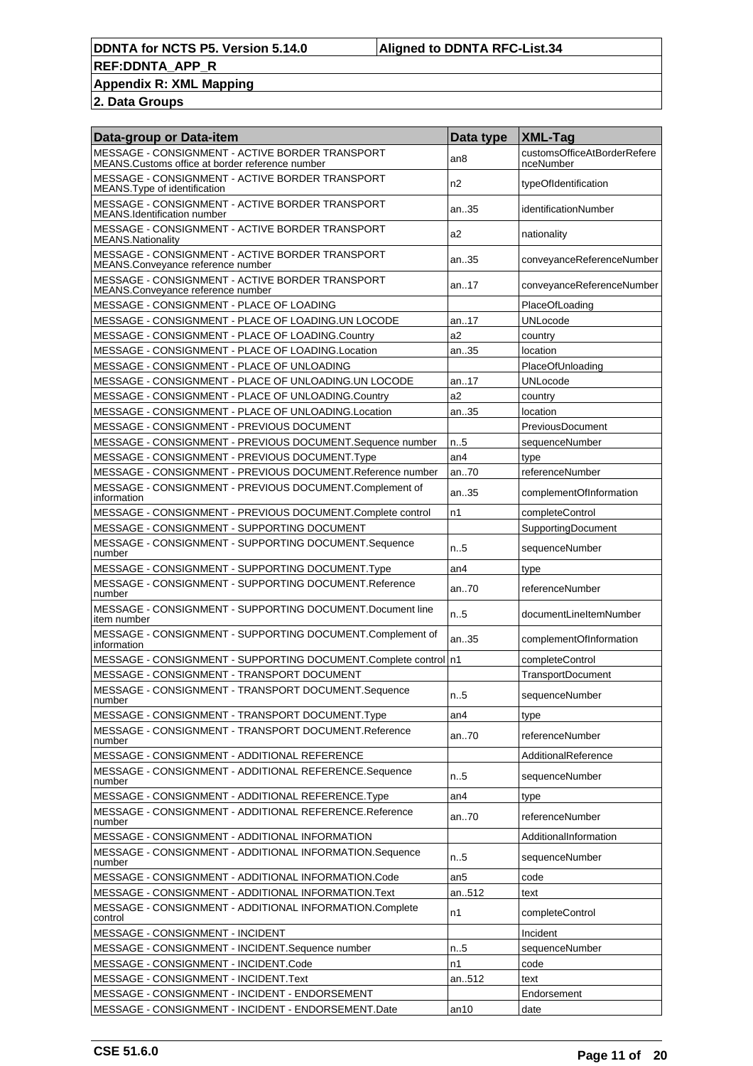| Data-group or Data-item | Data type | XML-Tag |
|---|---|---|
| MESSAGE - CONSIGNMENT - ACTIVE BORDER TRANSPORT MEANS.Customs office at border reference number | an8 | customsOfficeAtBorderReferenceNumber |
| MESSAGE - CONSIGNMENT - ACTIVE BORDER TRANSPORT MEANS.Type of identification | n2 | typeOfIdentification |
| MESSAGE - CONSIGNMENT - ACTIVE BORDER TRANSPORT MEANS.Identification number | an..35 | identificationNumber |
| MESSAGE - CONSIGNMENT - ACTIVE BORDER TRANSPORT MEANS.Nationality | a2 | nationality |
| MESSAGE - CONSIGNMENT - ACTIVE BORDER TRANSPORT MEANS.Conveyance reference number | an..35 | conveyanceReferenceNumber |
| MESSAGE - CONSIGNMENT - ACTIVE BORDER TRANSPORT MEANS.Conveyance reference number | an..17 | conveyanceReferenceNumber |
| MESSAGE - CONSIGNMENT - PLACE OF LOADING | | PlaceOfLoading |
| MESSAGE - CONSIGNMENT - PLACE OF LOADING.UN LOCODE | an..17 | UNLocode |
| MESSAGE - CONSIGNMENT - PLACE OF LOADING.Country | a2 | country |
| MESSAGE - CONSIGNMENT - PLACE OF LOADING.Location | an..35 | location |
| MESSAGE - CONSIGNMENT - PLACE OF UNLOADING | | PlaceOfUnloading |
| MESSAGE - CONSIGNMENT - PLACE OF UNLOADING.UN LOCODE | an..17 | UNLocode |
| MESSAGE - CONSIGNMENT - PLACE OF UNLOADING.Country | a2 | country |
| MESSAGE - CONSIGNMENT - PLACE OF UNLOADING.Location | an..35 | location |
| MESSAGE - CONSIGNMENT - PREVIOUS DOCUMENT | | PreviousDocument |
| MESSAGE - CONSIGNMENT - PREVIOUS DOCUMENT.Sequence number | n..5 | sequenceNumber |
| MESSAGE - CONSIGNMENT - PREVIOUS DOCUMENT.Type | an4 | type |
| MESSAGE - CONSIGNMENT - PREVIOUS DOCUMENT.Reference number | an..70 | referenceNumber |
| MESSAGE - CONSIGNMENT - PREVIOUS DOCUMENT.Complement of information | an..35 | complementOfInformation |
| MESSAGE - CONSIGNMENT - PREVIOUS DOCUMENT.Complete control | n1 | completeControl |
| MESSAGE - CONSIGNMENT - SUPPORTING DOCUMENT | | SupportingDocument |
| MESSAGE - CONSIGNMENT - SUPPORTING DOCUMENT.Sequence number | n..5 | sequenceNumber |
| MESSAGE - CONSIGNMENT - SUPPORTING DOCUMENT.Type | an4 | type |
| MESSAGE - CONSIGNMENT - SUPPORTING DOCUMENT.Reference number | an..70 | referenceNumber |
| MESSAGE - CONSIGNMENT - SUPPORTING DOCUMENT.Document line item number | n..5 | documentLineItemNumber |
| MESSAGE - CONSIGNMENT - SUPPORTING DOCUMENT.Complement of information | an..35 | complementOfInformation |
| MESSAGE - CONSIGNMENT - SUPPORTING DOCUMENT.Complete control | n1 | completeControl |
| MESSAGE - CONSIGNMENT - TRANSPORT DOCUMENT | | TransportDocument |
| MESSAGE - CONSIGNMENT - TRANSPORT DOCUMENT.Sequence number | n..5 | sequenceNumber |
| MESSAGE - CONSIGNMENT - TRANSPORT DOCUMENT.Type | an4 | type |
| MESSAGE - CONSIGNMENT - TRANSPORT DOCUMENT.Reference number | an..70 | referenceNumber |
| MESSAGE - CONSIGNMENT - ADDITIONAL REFERENCE | | AdditionalReference |
| MESSAGE - CONSIGNMENT - ADDITIONAL REFERENCE.Sequence number | n..5 | sequenceNumber |
| MESSAGE - CONSIGNMENT - ADDITIONAL REFERENCE.Type | an4 | type |
| MESSAGE - CONSIGNMENT - ADDITIONAL REFERENCE.Reference number | an..70 | referenceNumber |
| MESSAGE - CONSIGNMENT - ADDITIONAL INFORMATION | | AdditionalInformation |
| MESSAGE - CONSIGNMENT - ADDITIONAL INFORMATION.Sequence number | n..5 | sequenceNumber |
| MESSAGE - CONSIGNMENT - ADDITIONAL INFORMATION.Code | an5 | code |
| MESSAGE - CONSIGNMENT - ADDITIONAL INFORMATION.Text | an..512 | text |
| MESSAGE - CONSIGNMENT - ADDITIONAL INFORMATION.Complete control | n1 | completeControl |
| MESSAGE - CONSIGNMENT - INCIDENT | | Incident |
| MESSAGE - CONSIGNMENT - INCIDENT.Sequence number | n..5 | sequenceNumber |
| MESSAGE - CONSIGNMENT - INCIDENT.Code | n1 | code |
| MESSAGE - CONSIGNMENT - INCIDENT.Text | an..512 | text |
| MESSAGE - CONSIGNMENT - INCIDENT - ENDORSEMENT | | Endorsement |
| MESSAGE - CONSIGNMENT - INCIDENT - ENDORSEMENT.Date | an10 | date |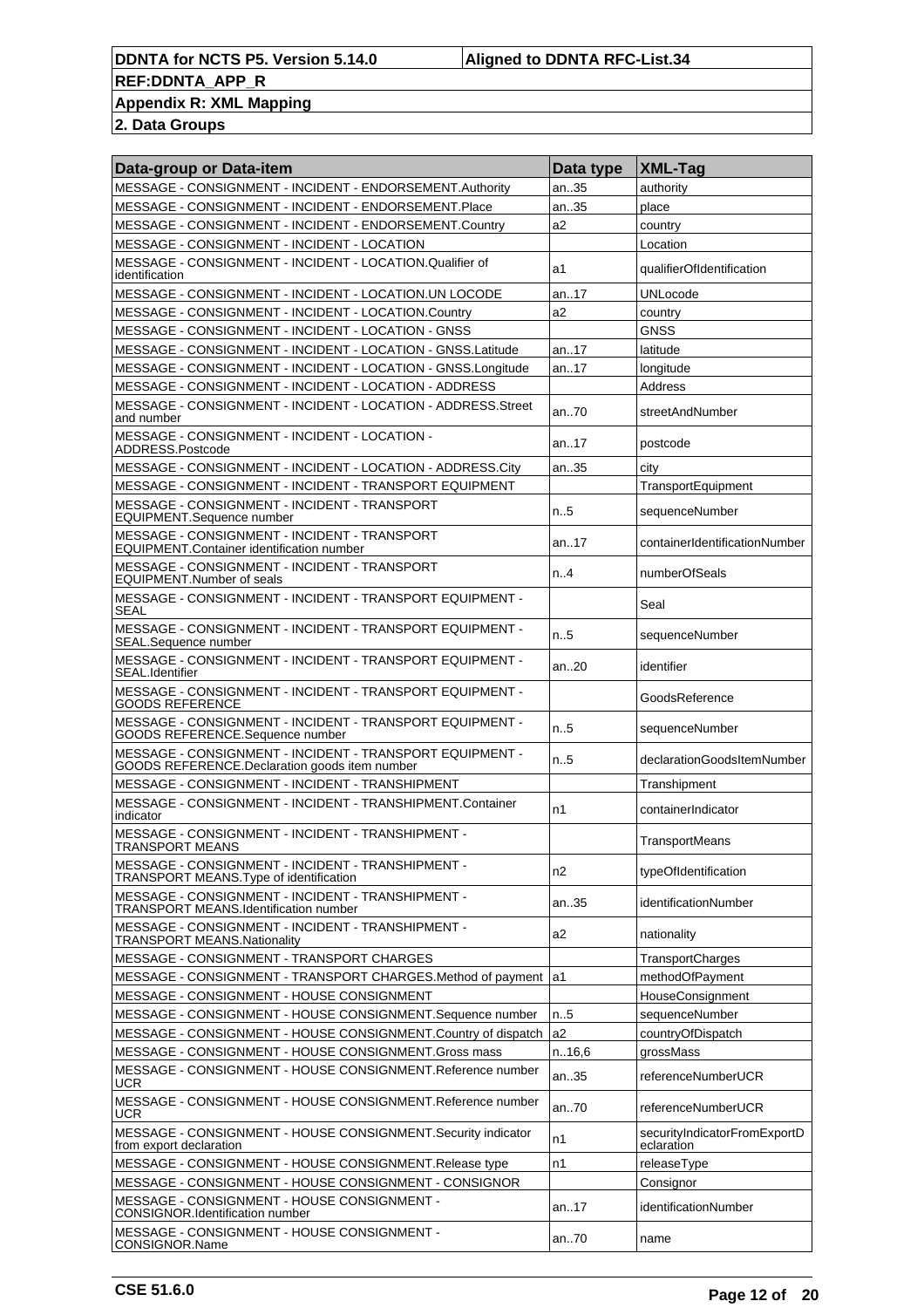| DDNTA for NCTS P5. Version 5.14.0 | Aligned to DDNTA RFC-List.34 |
|---|---|
| REF:DDNTA_APP_R | |
| Appendix R: XML Mapping | |
| 2. Data Groups | |

| Data-group or Data-item | Data type | XML-Tag |
|---|---|---|
| MESSAGE - CONSIGNMENT - INCIDENT - ENDORSEMENT.Authority | an..35 | authority |
| MESSAGE - CONSIGNMENT - INCIDENT - ENDORSEMENT.Place | an..35 | place |
| MESSAGE - CONSIGNMENT - INCIDENT - ENDORSEMENT.Country | a2 | country |
| MESSAGE - CONSIGNMENT - INCIDENT - LOCATION | | Location |
| MESSAGE - CONSIGNMENT - INCIDENT - LOCATION.Qualifier of identification | a1 | qualifierOfIdentification |
| MESSAGE - CONSIGNMENT - INCIDENT - LOCATION.UN LOCODE | an..17 | UNLocode |
| MESSAGE - CONSIGNMENT - INCIDENT - LOCATION.Country | a2 | country |
| MESSAGE - CONSIGNMENT - INCIDENT - LOCATION - GNSS | | GNSS |
| MESSAGE - CONSIGNMENT - INCIDENT - LOCATION - GNSS.Latitude | an..17 | latitude |
| MESSAGE - CONSIGNMENT - INCIDENT - LOCATION - GNSS.Longitude | an..17 | longitude |
| MESSAGE - CONSIGNMENT - INCIDENT - LOCATION - ADDRESS | | Address |
| MESSAGE - CONSIGNMENT - INCIDENT - LOCATION - ADDRESS.Street and number | an..70 | streetAndNumber |
| MESSAGE - CONSIGNMENT - INCIDENT - LOCATION - ADDRESS.Postcode | an..17 | postcode |
| MESSAGE - CONSIGNMENT - INCIDENT - LOCATION - ADDRESS.City | an..35 | city |
| MESSAGE - CONSIGNMENT - INCIDENT - TRANSPORT EQUIPMENT | | TransportEquipment |
| MESSAGE - CONSIGNMENT - INCIDENT - TRANSPORT EQUIPMENT.Sequence number | n..5 | sequenceNumber |
| MESSAGE - CONSIGNMENT - INCIDENT - TRANSPORT EQUIPMENT.Container identification number | an..17 | containerIdentificationNumber |
| MESSAGE - CONSIGNMENT - INCIDENT - TRANSPORT EQUIPMENT.Number of seals | n..4 | numberOfSeals |
| MESSAGE - CONSIGNMENT - INCIDENT - TRANSPORT EQUIPMENT - SEAL | | Seal |
| MESSAGE - CONSIGNMENT - INCIDENT - TRANSPORT EQUIPMENT - SEAL.Sequence number | n..5 | sequenceNumber |
| MESSAGE - CONSIGNMENT - INCIDENT - TRANSPORT EQUIPMENT - SEAL.Identifier | an..20 | identifier |
| MESSAGE - CONSIGNMENT - INCIDENT - TRANSPORT EQUIPMENT - GOODS REFERENCE | | GoodsReference |
| MESSAGE - CONSIGNMENT - INCIDENT - TRANSPORT EQUIPMENT - GOODS REFERENCE.Sequence number | n..5 | sequenceNumber |
| MESSAGE - CONSIGNMENT - INCIDENT - TRANSPORT EQUIPMENT - GOODS REFERENCE.Declaration goods item number | n..5 | declarationGoodsItemNumber |
| MESSAGE - CONSIGNMENT - INCIDENT - TRANSHIPMENT | | Transhipment |
| MESSAGE - CONSIGNMENT - INCIDENT - TRANSHIPMENT.Container indicator | n1 | containerIndicator |
| MESSAGE - CONSIGNMENT - INCIDENT - TRANSHIPMENT - TRANSPORT MEANS | | TransportMeans |
| MESSAGE - CONSIGNMENT - INCIDENT - TRANSHIPMENT - TRANSPORT MEANS.Type of identification | n2 | typeOfIdentification |
| MESSAGE - CONSIGNMENT - INCIDENT - TRANSHIPMENT - TRANSPORT MEANS.Identification number | an..35 | identificationNumber |
| MESSAGE - CONSIGNMENT - INCIDENT - TRANSHIPMENT - TRANSPORT MEANS.Nationality | a2 | nationality |
| MESSAGE - CONSIGNMENT - TRANSPORT CHARGES | | TransportCharges |
| MESSAGE - CONSIGNMENT - TRANSPORT CHARGES.Method of payment | a1 | methodOfPayment |
| MESSAGE - CONSIGNMENT - HOUSE CONSIGNMENT | | HouseConsignment |
| MESSAGE - CONSIGNMENT - HOUSE CONSIGNMENT.Sequence number | n..5 | sequenceNumber |
| MESSAGE - CONSIGNMENT - HOUSE CONSIGNMENT.Country of dispatch | a2 | countryOfDispatch |
| MESSAGE - CONSIGNMENT - HOUSE CONSIGNMENT.Gross mass | n..16,6 | grossMass |
| MESSAGE - CONSIGNMENT - HOUSE CONSIGNMENT.Reference number UCR | an..35 | referenceNumberUCR |
| MESSAGE - CONSIGNMENT - HOUSE CONSIGNMENT.Reference number UCR | an..70 | referenceNumberUCR |
| MESSAGE - CONSIGNMENT - HOUSE CONSIGNMENT.Security indicator from export declaration | n1 | securityIndicatorFromExportDeclaration |
| MESSAGE - CONSIGNMENT - HOUSE CONSIGNMENT.Release type | n1 | releaseType |
| MESSAGE - CONSIGNMENT - HOUSE CONSIGNMENT - CONSIGNOR | | Consignor |
| MESSAGE - CONSIGNMENT - HOUSE CONSIGNMENT - CONSIGNOR.Identification number | an..17 | identificationNumber |
| MESSAGE - CONSIGNMENT - HOUSE CONSIGNMENT - CONSIGNOR.Name | an..70 | name |

CSE 51.6.0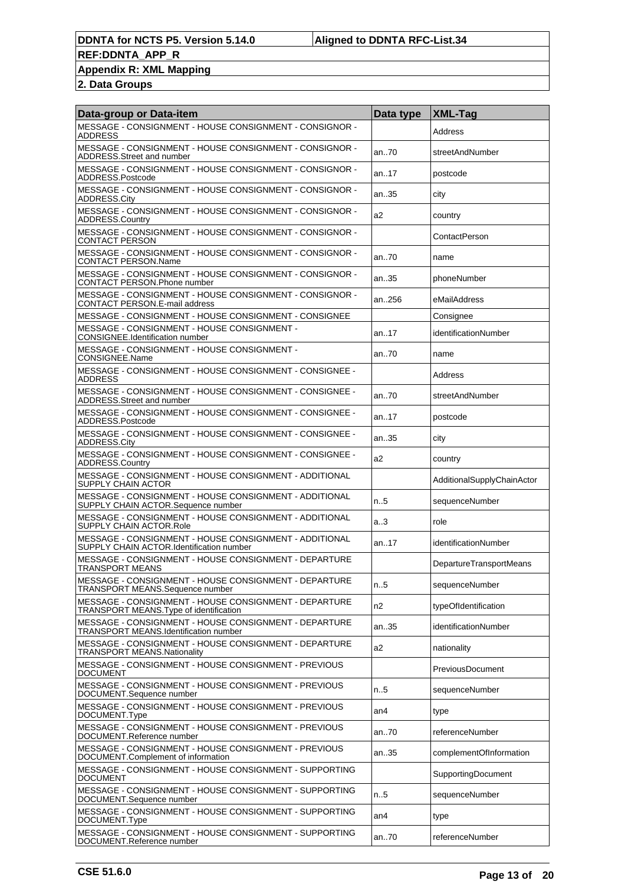| Data-group or Data-item | Data type | XML-Tag |
|---|---|---|
| MESSAGE - CONSIGNMENT - HOUSE CONSIGNMENT - CONSIGNOR - ADDRESS | | Address |
| MESSAGE - CONSIGNMENT - HOUSE CONSIGNMENT - CONSIGNOR - ADDRESS.Street and number | an..70 | streetAndNumber |
| MESSAGE - CONSIGNMENT - HOUSE CONSIGNMENT - CONSIGNOR - ADDRESS.Postcode | an..17 | postcode |
| MESSAGE - CONSIGNMENT - HOUSE CONSIGNMENT - CONSIGNOR - ADDRESS.City | an..35 | city |
| MESSAGE - CONSIGNMENT - HOUSE CONSIGNMENT - CONSIGNOR - ADDRESS.Country | a2 | country |
| MESSAGE - CONSIGNMENT - HOUSE CONSIGNMENT - CONSIGNOR - CONTACT PERSON | | ContactPerson |
| MESSAGE - CONSIGNMENT - HOUSE CONSIGNMENT - CONSIGNOR - CONTACT PERSON.Name | an..70 | name |
| MESSAGE - CONSIGNMENT - HOUSE CONSIGNMENT - CONSIGNOR - CONTACT PERSON.Phone number | an..35 | phoneNumber |
| MESSAGE - CONSIGNMENT - HOUSE CONSIGNMENT - CONSIGNOR - CONTACT PERSON.E-mail address | an..256 | eMailAddress |
| MESSAGE - CONSIGNMENT - HOUSE CONSIGNMENT - CONSIGNEE | | Consignee |
| MESSAGE - CONSIGNMENT - HOUSE CONSIGNMENT - CONSIGNEE.Identification number | an..17 | identificationNumber |
| MESSAGE - CONSIGNMENT - HOUSE CONSIGNMENT - CONSIGNEE.Name | an..70 | name |
| MESSAGE - CONSIGNMENT - HOUSE CONSIGNMENT - CONSIGNEE - ADDRESS | | Address |
| MESSAGE - CONSIGNMENT - HOUSE CONSIGNMENT - CONSIGNEE - ADDRESS.Street and number | an..70 | streetAndNumber |
| MESSAGE - CONSIGNMENT - HOUSE CONSIGNMENT - CONSIGNEE - ADDRESS.Postcode | an..17 | postcode |
| MESSAGE - CONSIGNMENT - HOUSE CONSIGNMENT - CONSIGNEE - ADDRESS.City | an..35 | city |
| MESSAGE - CONSIGNMENT - HOUSE CONSIGNMENT - CONSIGNEE - ADDRESS.Country | a2 | country |
| MESSAGE - CONSIGNMENT - HOUSE CONSIGNMENT - ADDITIONAL SUPPLY CHAIN ACTOR | | AdditionalSupplyChainActor |
| MESSAGE - CONSIGNMENT - HOUSE CONSIGNMENT - ADDITIONAL SUPPLY CHAIN ACTOR.Sequence number | n..5 | sequenceNumber |
| MESSAGE - CONSIGNMENT - HOUSE CONSIGNMENT - ADDITIONAL SUPPLY CHAIN ACTOR.Role | a..3 | role |
| MESSAGE - CONSIGNMENT - HOUSE CONSIGNMENT - ADDITIONAL SUPPLY CHAIN ACTOR.Identification number | an..17 | identificationNumber |
| MESSAGE - CONSIGNMENT - HOUSE CONSIGNMENT - DEPARTURE TRANSPORT MEANS | | DepartureTransportMeans |
| MESSAGE - CONSIGNMENT - HOUSE CONSIGNMENT - DEPARTURE TRANSPORT MEANS.Sequence number | n..5 | sequenceNumber |
| MESSAGE - CONSIGNMENT - HOUSE CONSIGNMENT - DEPARTURE TRANSPORT MEANS.Type of identification | n2 | typeOfIdentification |
| MESSAGE - CONSIGNMENT - HOUSE CONSIGNMENT - DEPARTURE TRANSPORT MEANS.Identification number | an..35 | identificationNumber |
| MESSAGE - CONSIGNMENT - HOUSE CONSIGNMENT - DEPARTURE TRANSPORT MEANS.Nationality | a2 | nationality |
| MESSAGE - CONSIGNMENT - HOUSE CONSIGNMENT - PREVIOUS DOCUMENT | | PreviousDocument |
| MESSAGE - CONSIGNMENT - HOUSE CONSIGNMENT - PREVIOUS DOCUMENT.Sequence number | n..5 | sequenceNumber |
| MESSAGE - CONSIGNMENT - HOUSE CONSIGNMENT - PREVIOUS DOCUMENT.Type | an4 | type |
| MESSAGE - CONSIGNMENT - HOUSE CONSIGNMENT - PREVIOUS DOCUMENT.Reference number | an..70 | referenceNumber |
| MESSAGE - CONSIGNMENT - HOUSE CONSIGNMENT - PREVIOUS DOCUMENT.Complement of information | an..35 | complementOfInformation |
| MESSAGE - CONSIGNMENT - HOUSE CONSIGNMENT - SUPPORTING DOCUMENT | | SupportingDocument |
| MESSAGE - CONSIGNMENT - HOUSE CONSIGNMENT - SUPPORTING DOCUMENT.Sequence number | n..5 | sequenceNumber |
| MESSAGE - CONSIGNMENT - HOUSE CONSIGNMENT - SUPPORTING DOCUMENT.Type | an4 | type |
| MESSAGE - CONSIGNMENT - HOUSE CONSIGNMENT - SUPPORTING DOCUMENT.Reference number | an..70 | referenceNumber |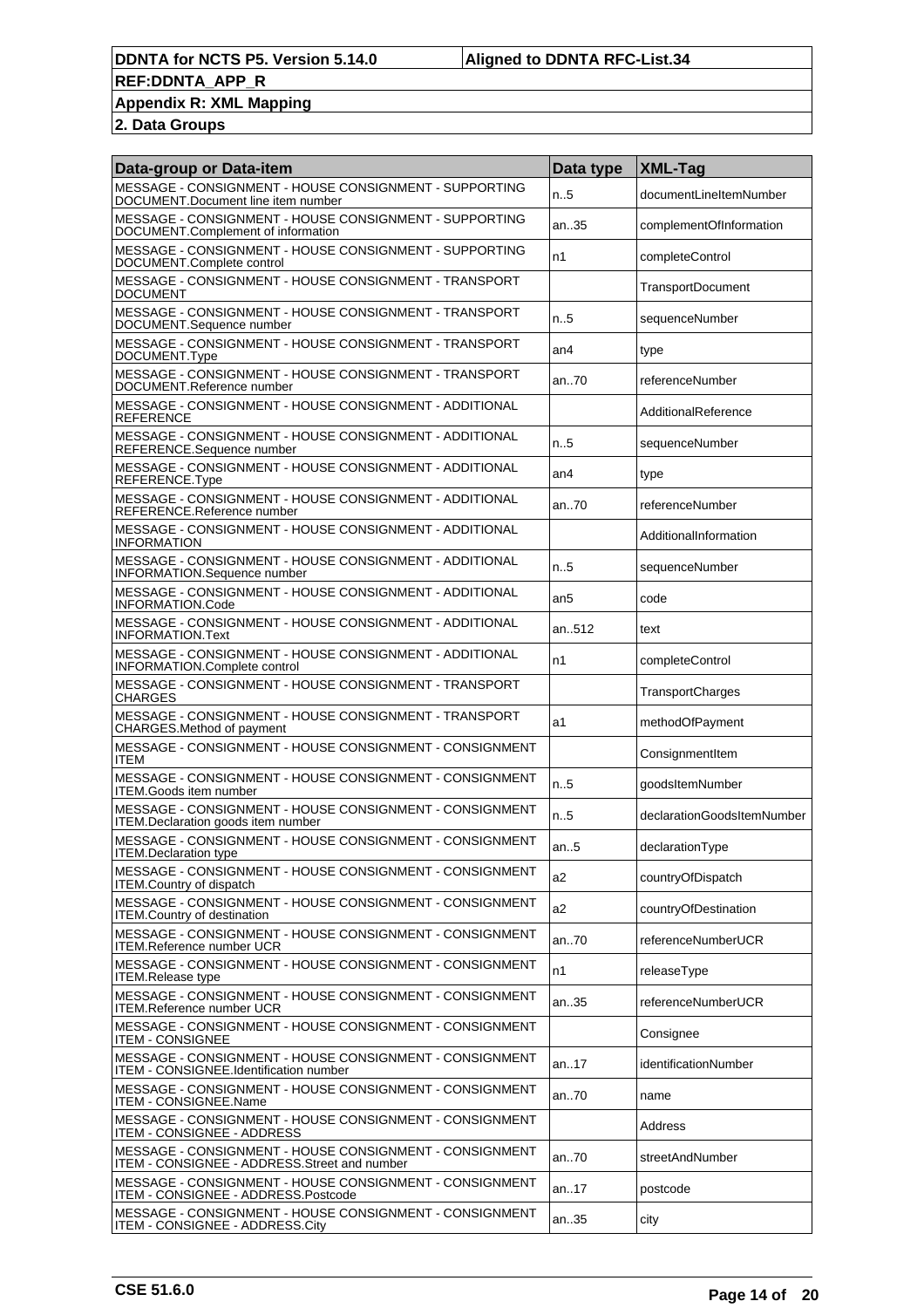| Data-group or Data-item | Data type | XML-Tag |
|---|---|---|
| MESSAGE - CONSIGNMENT - HOUSE CONSIGNMENT - SUPPORTING DOCUMENT.Document line item number | n..5 | documentLineItemNumber |
| MESSAGE - CONSIGNMENT - HOUSE CONSIGNMENT - SUPPORTING DOCUMENT.Complement of information | an..35 | complementOfInformation |
| MESSAGE - CONSIGNMENT - HOUSE CONSIGNMENT - SUPPORTING DOCUMENT.Complete control | n1 | completeControl |
| MESSAGE - CONSIGNMENT - HOUSE CONSIGNMENT - TRANSPORT DOCUMENT | | TransportDocument |
| MESSAGE - CONSIGNMENT - HOUSE CONSIGNMENT - TRANSPORT DOCUMENT.Sequence number | n..5 | sequenceNumber |
| MESSAGE - CONSIGNMENT - HOUSE CONSIGNMENT - TRANSPORT DOCUMENT.Type | an4 | type |
| MESSAGE - CONSIGNMENT - HOUSE CONSIGNMENT - TRANSPORT DOCUMENT.Reference number | an..70 | referenceNumber |
| MESSAGE - CONSIGNMENT - HOUSE CONSIGNMENT - ADDITIONAL REFERENCE | | AdditionalReference |
| MESSAGE - CONSIGNMENT - HOUSE CONSIGNMENT - ADDITIONAL REFERENCE.Sequence number | n..5 | sequenceNumber |
| MESSAGE - CONSIGNMENT - HOUSE CONSIGNMENT - ADDITIONAL REFERENCE.Type | an4 | type |
| MESSAGE - CONSIGNMENT - HOUSE CONSIGNMENT - ADDITIONAL REFERENCE.Reference number | an..70 | referenceNumber |
| MESSAGE - CONSIGNMENT - HOUSE CONSIGNMENT - ADDITIONAL INFORMATION | | AdditionalInformation |
| MESSAGE - CONSIGNMENT - HOUSE CONSIGNMENT - ADDITIONAL INFORMATION.Sequence number | n..5 | sequenceNumber |
| MESSAGE - CONSIGNMENT - HOUSE CONSIGNMENT - ADDITIONAL INFORMATION.Code | an5 | code |
| MESSAGE - CONSIGNMENT - HOUSE CONSIGNMENT - ADDITIONAL INFORMATION.Text | an..512 | text |
| MESSAGE - CONSIGNMENT - HOUSE CONSIGNMENT - ADDITIONAL INFORMATION.Complete control | n1 | completeControl |
| MESSAGE - CONSIGNMENT - HOUSE CONSIGNMENT - TRANSPORT CHARGES | | TransportCharges |
| MESSAGE - CONSIGNMENT - HOUSE CONSIGNMENT - TRANSPORT CHARGES.Method of payment | a1 | methodOfPayment |
| MESSAGE - CONSIGNMENT - HOUSE CONSIGNMENT - CONSIGNMENT ITEM | | ConsignmentItem |
| MESSAGE - CONSIGNMENT - HOUSE CONSIGNMENT - CONSIGNMENT ITEM.Goods item number | n..5 | goodsItemNumber |
| MESSAGE - CONSIGNMENT - HOUSE CONSIGNMENT - CONSIGNMENT ITEM.Declaration goods item number | n..5 | declarationGoodsItemNumber |
| MESSAGE - CONSIGNMENT - HOUSE CONSIGNMENT - CONSIGNMENT ITEM.Declaration type | an..5 | declarationType |
| MESSAGE - CONSIGNMENT - HOUSE CONSIGNMENT - CONSIGNMENT ITEM.Country of dispatch | a2 | countryOfDispatch |
| MESSAGE - CONSIGNMENT - HOUSE CONSIGNMENT - CONSIGNMENT ITEM.Country of destination | a2 | countryOfDestination |
| MESSAGE - CONSIGNMENT - HOUSE CONSIGNMENT - CONSIGNMENT ITEM.Reference number UCR | an..70 | referenceNumberUCR |
| MESSAGE - CONSIGNMENT - HOUSE CONSIGNMENT - CONSIGNMENT ITEM.Release type | n1 | releaseType |
| MESSAGE - CONSIGNMENT - HOUSE CONSIGNMENT - CONSIGNMENT ITEM.Reference number UCR | an..35 | referenceNumberUCR |
| MESSAGE - CONSIGNMENT - HOUSE CONSIGNMENT - CONSIGNMENT ITEM - CONSIGNEE | | Consignee |
| MESSAGE - CONSIGNMENT - HOUSE CONSIGNMENT - CONSIGNMENT ITEM - CONSIGNEE.Identification number | an..17 | identificationNumber |
| MESSAGE - CONSIGNMENT - HOUSE CONSIGNMENT - CONSIGNMENT ITEM - CONSIGNEE.Name | an..70 | name |
| MESSAGE - CONSIGNMENT - HOUSE CONSIGNMENT - CONSIGNMENT ITEM - CONSIGNEE - ADDRESS | | Address |
| MESSAGE - CONSIGNMENT - HOUSE CONSIGNMENT - CONSIGNMENT ITEM - CONSIGNEE - ADDRESS.Street and number | an..70 | streetAndNumber |
| MESSAGE - CONSIGNMENT - HOUSE CONSIGNMENT - CONSIGNMENT ITEM - CONSIGNEE - ADDRESS.Postcode | an..17 | postcode |
| MESSAGE - CONSIGNMENT - HOUSE CONSIGNMENT - CONSIGNMENT ITEM - CONSIGNEE - ADDRESS.City | an..35 | city |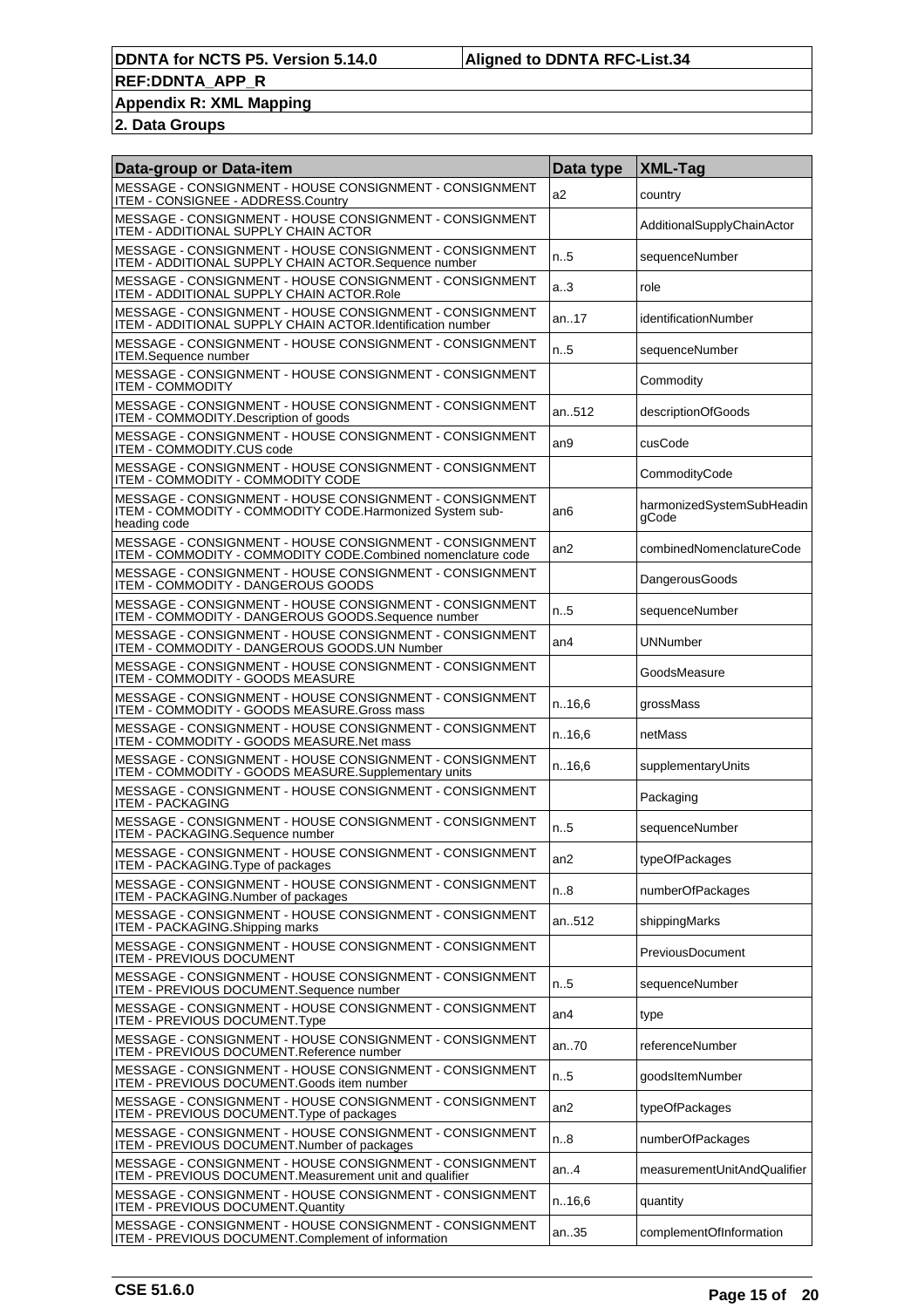| Data-group or Data-item | Data type | XML-Tag |
|---|---|---|
| MESSAGE - CONSIGNMENT - HOUSE CONSIGNMENT - CONSIGNMENT ITEM - CONSIGNEE - ADDRESS.Country | a2 | country |
| MESSAGE - CONSIGNMENT - HOUSE CONSIGNMENT - CONSIGNMENT ITEM - ADDITIONAL SUPPLY CHAIN ACTOR | | AdditionalSupplyChainActor |
| MESSAGE - CONSIGNMENT - HOUSE CONSIGNMENT - CONSIGNMENT ITEM - ADDITIONAL SUPPLY CHAIN ACTOR.Sequence number | n..5 | sequenceNumber |
| MESSAGE - CONSIGNMENT - HOUSE CONSIGNMENT - CONSIGNMENT ITEM - ADDITIONAL SUPPLY CHAIN ACTOR.Role | a..3 | role |
| MESSAGE - CONSIGNMENT - HOUSE CONSIGNMENT - CONSIGNMENT ITEM - ADDITIONAL SUPPLY CHAIN ACTOR.Identification number | an..17 | identificationNumber |
| MESSAGE - CONSIGNMENT - HOUSE CONSIGNMENT - CONSIGNMENT ITEM.Sequence number | n..5 | sequenceNumber |
| MESSAGE - CONSIGNMENT - HOUSE CONSIGNMENT - CONSIGNMENT ITEM - COMMODITY | | Commodity |
| MESSAGE - CONSIGNMENT - HOUSE CONSIGNMENT - CONSIGNMENT ITEM - COMMODITY.Description of goods | an..512 | descriptionOfGoods |
| MESSAGE - CONSIGNMENT - HOUSE CONSIGNMENT - CONSIGNMENT ITEM - COMMODITY.CUS code | an9 | cusCode |
| MESSAGE - CONSIGNMENT - HOUSE CONSIGNMENT - CONSIGNMENT ITEM - COMMODITY - COMMODITY CODE | | CommodityCode |
| MESSAGE - CONSIGNMENT - HOUSE CONSIGNMENT - CONSIGNMENT ITEM - COMMODITY - COMMODITY CODE.Harmonized System sub-heading code | an6 | harmonizedSystemSubHeadingCode |
| MESSAGE - CONSIGNMENT - HOUSE CONSIGNMENT - CONSIGNMENT ITEM - COMMODITY - COMMODITY CODE.Combined nomenclature code | an2 | combinedNomenclatureCode |
| MESSAGE - CONSIGNMENT - HOUSE CONSIGNMENT - CONSIGNMENT ITEM - COMMODITY - DANGEROUS GOODS | | DangerousGoods |
| MESSAGE - CONSIGNMENT - HOUSE CONSIGNMENT - CONSIGNMENT ITEM - COMMODITY - DANGEROUS GOODS.Sequence number | n..5 | sequenceNumber |
| MESSAGE - CONSIGNMENT - HOUSE CONSIGNMENT - CONSIGNMENT ITEM - COMMODITY - DANGEROUS GOODS.UN Number | an4 | UNNumber |
| MESSAGE - CONSIGNMENT - HOUSE CONSIGNMENT - CONSIGNMENT ITEM - COMMODITY - GOODS MEASURE | | GoodsMeasure |
| MESSAGE - CONSIGNMENT - HOUSE CONSIGNMENT - CONSIGNMENT ITEM - COMMODITY - GOODS MEASURE.Gross mass | n..16,6 | grossMass |
| MESSAGE - CONSIGNMENT - HOUSE CONSIGNMENT - CONSIGNMENT ITEM - COMMODITY - GOODS MEASURE.Net mass | n..16,6 | netMass |
| MESSAGE - CONSIGNMENT - HOUSE CONSIGNMENT - CONSIGNMENT ITEM - COMMODITY - GOODS MEASURE.Supplementary units | n..16,6 | supplementaryUnits |
| MESSAGE - CONSIGNMENT - HOUSE CONSIGNMENT - CONSIGNMENT ITEM - PACKAGING | | Packaging |
| MESSAGE - CONSIGNMENT - HOUSE CONSIGNMENT - CONSIGNMENT ITEM - PACKAGING.Sequence number | n..5 | sequenceNumber |
| MESSAGE - CONSIGNMENT - HOUSE CONSIGNMENT - CONSIGNMENT ITEM - PACKAGING.Type of packages | an2 | typeOfPackages |
| MESSAGE - CONSIGNMENT - HOUSE CONSIGNMENT - CONSIGNMENT ITEM - PACKAGING.Number of packages | n..8 | numberOfPackages |
| MESSAGE - CONSIGNMENT - HOUSE CONSIGNMENT - CONSIGNMENT ITEM - PACKAGING.Shipping marks | an..512 | shippingMarks |
| MESSAGE - CONSIGNMENT - HOUSE CONSIGNMENT - CONSIGNMENT ITEM - PREVIOUS DOCUMENT | | PreviousDocument |
| MESSAGE - CONSIGNMENT - HOUSE CONSIGNMENT - CONSIGNMENT ITEM - PREVIOUS DOCUMENT.Sequence number | n..5 | sequenceNumber |
| MESSAGE - CONSIGNMENT - HOUSE CONSIGNMENT - CONSIGNMENT ITEM - PREVIOUS DOCUMENT.Type | an4 | type |
| MESSAGE - CONSIGNMENT - HOUSE CONSIGNMENT - CONSIGNMENT ITEM - PREVIOUS DOCUMENT.Reference number | an..70 | referenceNumber |
| MESSAGE - CONSIGNMENT - HOUSE CONSIGNMENT - CONSIGNMENT ITEM - PREVIOUS DOCUMENT.Goods item number | n..5 | goodsItemNumber |
| MESSAGE - CONSIGNMENT - HOUSE CONSIGNMENT - CONSIGNMENT ITEM - PREVIOUS DOCUMENT.Type of packages | an2 | typeOfPackages |
| MESSAGE - CONSIGNMENT - HOUSE CONSIGNMENT - CONSIGNMENT ITEM - PREVIOUS DOCUMENT.Number of packages | n..8 | numberOfPackages |
| MESSAGE - CONSIGNMENT - HOUSE CONSIGNMENT - CONSIGNMENT ITEM - PREVIOUS DOCUMENT.Measurement unit and qualifier | an..4 | measurementUnitAndQualifier |
| MESSAGE - CONSIGNMENT - HOUSE CONSIGNMENT - CONSIGNMENT ITEM - PREVIOUS DOCUMENT.Quantity | n..16,6 | quantity |
| MESSAGE - CONSIGNMENT - HOUSE CONSIGNMENT - CONSIGNMENT ITEM - PREVIOUS DOCUMENT.Complement of information | an..35 | complementOfInformation |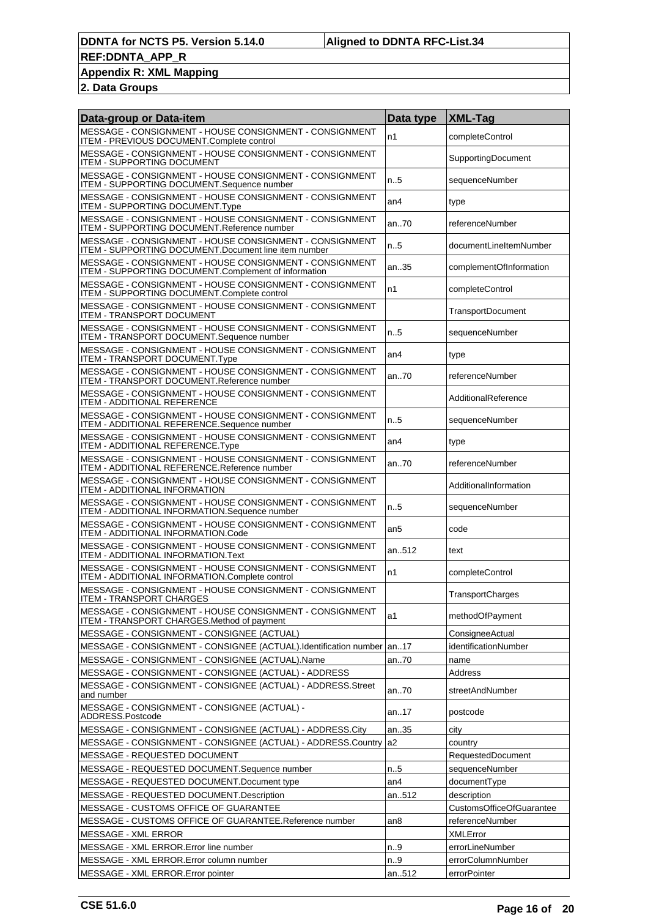**REF:DDNTA_APP_R**

**Appendix R: XML Mapping**

**2. Data Groups**

| Data-group or Data-item | Data type | XML-Tag |
|---|---|---|
| MESSAGE - CONSIGNMENT - HOUSE CONSIGNMENT - CONSIGNMENT ITEM - PREVIOUS DOCUMENT.Complete control | n1 | completeControl |
| MESSAGE - CONSIGNMENT - HOUSE CONSIGNMENT - CONSIGNMENT ITEM - SUPPORTING DOCUMENT | | SupportingDocument |
| MESSAGE - CONSIGNMENT - HOUSE CONSIGNMENT - CONSIGNMENT ITEM - SUPPORTING DOCUMENT.Sequence number | n..5 | sequenceNumber |
| MESSAGE - CONSIGNMENT - HOUSE CONSIGNMENT - CONSIGNMENT ITEM - SUPPORTING DOCUMENT.Type | an4 | type |
| MESSAGE - CONSIGNMENT - HOUSE CONSIGNMENT - CONSIGNMENT ITEM - SUPPORTING DOCUMENT.Reference number | an..70 | referenceNumber |
| MESSAGE - CONSIGNMENT - HOUSE CONSIGNMENT - CONSIGNMENT ITEM - SUPPORTING DOCUMENT.Document line item number | n..5 | documentLineItemNumber |
| MESSAGE - CONSIGNMENT - HOUSE CONSIGNMENT - CONSIGNMENT ITEM - SUPPORTING DOCUMENT.Complement of information | an..35 | complementOfInformation |
| MESSAGE - CONSIGNMENT - HOUSE CONSIGNMENT - CONSIGNMENT ITEM - SUPPORTING DOCUMENT.Complete control | n1 | completeControl |
| MESSAGE - CONSIGNMENT - HOUSE CONSIGNMENT - CONSIGNMENT ITEM - TRANSPORT DOCUMENT | | TransportDocument |
| MESSAGE - CONSIGNMENT - HOUSE CONSIGNMENT - CONSIGNMENT ITEM - TRANSPORT DOCUMENT.Sequence number | n..5 | sequenceNumber |
| MESSAGE - CONSIGNMENT - HOUSE CONSIGNMENT - CONSIGNMENT ITEM - TRANSPORT DOCUMENT.Type | an4 | type |
| MESSAGE - CONSIGNMENT - HOUSE CONSIGNMENT - CONSIGNMENT ITEM - TRANSPORT DOCUMENT.Reference number | an..70 | referenceNumber |
| MESSAGE - CONSIGNMENT - HOUSE CONSIGNMENT - CONSIGNMENT ITEM - ADDITIONAL REFERENCE | | AdditionalReference |
| MESSAGE - CONSIGNMENT - HOUSE CONSIGNMENT - CONSIGNMENT ITEM - ADDITIONAL REFERENCE.Sequence number | n..5 | sequenceNumber |
| MESSAGE - CONSIGNMENT - HOUSE CONSIGNMENT - CONSIGNMENT ITEM - ADDITIONAL REFERENCE.Type | an4 | type |
| MESSAGE - CONSIGNMENT - HOUSE CONSIGNMENT - CONSIGNMENT ITEM - ADDITIONAL REFERENCE.Reference number | an..70 | referenceNumber |
| MESSAGE - CONSIGNMENT - HOUSE CONSIGNMENT - CONSIGNMENT ITEM - ADDITIONAL INFORMATION | | AdditionalInformation |
| MESSAGE - CONSIGNMENT - HOUSE CONSIGNMENT - CONSIGNMENT ITEM - ADDITIONAL INFORMATION.Sequence number | n..5 | sequenceNumber |
| MESSAGE - CONSIGNMENT - HOUSE CONSIGNMENT - CONSIGNMENT ITEM - ADDITIONAL INFORMATION.Code | an5 | code |
| MESSAGE - CONSIGNMENT - HOUSE CONSIGNMENT - CONSIGNMENT ITEM - ADDITIONAL INFORMATION.Text | an..512 | text |
| MESSAGE - CONSIGNMENT - HOUSE CONSIGNMENT - CONSIGNMENT ITEM - ADDITIONAL INFORMATION.Complete control | n1 | completeControl |
| MESSAGE - CONSIGNMENT - HOUSE CONSIGNMENT - CONSIGNMENT ITEM - TRANSPORT CHARGES | | TransportCharges |
| MESSAGE - CONSIGNMENT - HOUSE CONSIGNMENT - CONSIGNMENT ITEM - TRANSPORT CHARGES.Method of payment | a1 | methodOfPayment |
| MESSAGE - CONSIGNMENT - CONSIGNEE (ACTUAL) | | ConsigneeActual |
| MESSAGE - CONSIGNMENT - CONSIGNEE (ACTUAL).Identification number | an..17 | identificationNumber |
| MESSAGE - CONSIGNMENT - CONSIGNEE (ACTUAL).Name | an..70 | name |
| MESSAGE - CONSIGNMENT - CONSIGNEE (ACTUAL) - ADDRESS | | Address |
| MESSAGE - CONSIGNMENT - CONSIGNEE (ACTUAL) - ADDRESS.Street and number | an..70 | streetAndNumber |
| MESSAGE - CONSIGNMENT - CONSIGNEE (ACTUAL) - ADDRESS.Postcode | an..17 | postcode |
| MESSAGE - CONSIGNMENT - CONSIGNEE (ACTUAL) - ADDRESS.City | an..35 | city |
| MESSAGE - CONSIGNMENT - CONSIGNEE (ACTUAL) - ADDRESS.Country | a2 | country |
| MESSAGE - REQUESTED DOCUMENT | | RequestedDocument |
| MESSAGE - REQUESTED DOCUMENT.Sequence number | n..5 | sequenceNumber |
| MESSAGE - REQUESTED DOCUMENT.Document type | an4 | documentType |
| MESSAGE - REQUESTED DOCUMENT.Description | an..512 | description |
| MESSAGE - CUSTOMS OFFICE OF GUARANTEE | | CustomsOfficeOfGuarantee |
| MESSAGE - CUSTOMS OFFICE OF GUARANTEE.Reference number | an8 | referenceNumber |
| MESSAGE - XML ERROR | | XMLError |
| MESSAGE - XML ERROR.Error line number | n..9 | errorLineNumber |
| MESSAGE - XML ERROR.Error column number | n..9 | errorColumnNumber |
| MESSAGE - XML ERROR.Error pointer | an..512 | errorPointer |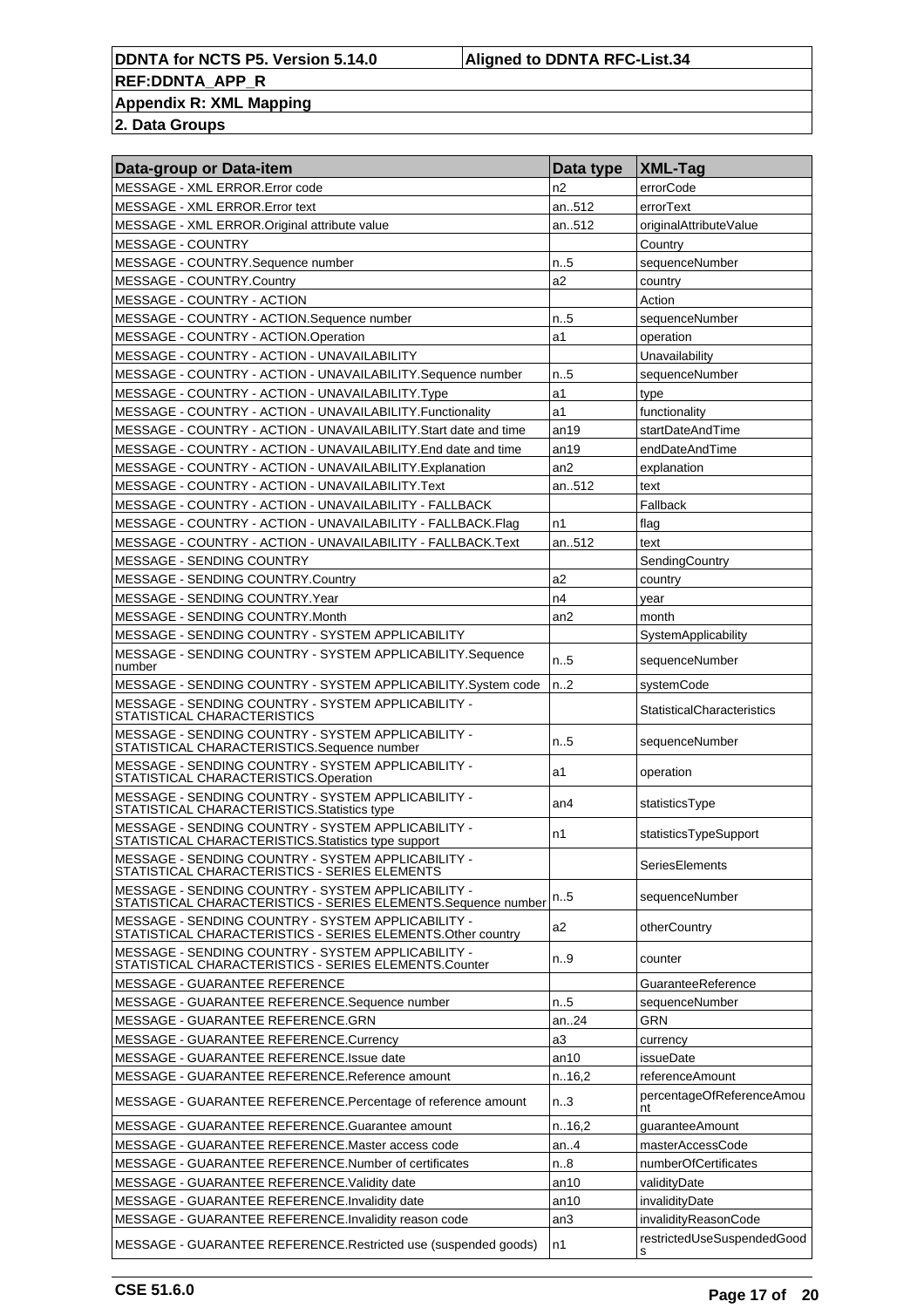| Data-group or Data-item | Data type | XML-Tag |
|---|---|---|
| MESSAGE - XML ERROR.Error code | n2 | errorCode |
| MESSAGE - XML ERROR.Error text | an..512 | errorText |
| MESSAGE - XML ERROR.Original attribute value | an..512 | originalAttributeValue |
| MESSAGE - COUNTRY | | Country |
| MESSAGE - COUNTRY.Sequence number | n..5 | sequenceNumber |
| MESSAGE - COUNTRY.Country | a2 | country |
| MESSAGE - COUNTRY - ACTION | | Action |
| MESSAGE - COUNTRY - ACTION.Sequence number | n..5 | sequenceNumber |
| MESSAGE - COUNTRY - ACTION.Operation | a1 | operation |
| MESSAGE - COUNTRY - ACTION - UNAVAILABILITY | | Unavailability |
| MESSAGE - COUNTRY - ACTION - UNAVAILABILITY.Sequence number | n..5 | sequenceNumber |
| MESSAGE - COUNTRY - ACTION - UNAVAILABILITY.Type | a1 | type |
| MESSAGE - COUNTRY - ACTION - UNAVAILABILITY.Functionality | a1 | functionality |
| MESSAGE - COUNTRY - ACTION - UNAVAILABILITY.Start date and time | an19 | startDateAndTime |
| MESSAGE - COUNTRY - ACTION - UNAVAILABILITY.End date and time | an19 | endDateAndTime |
| MESSAGE - COUNTRY - ACTION - UNAVAILABILITY.Explanation | an2 | explanation |
| MESSAGE - COUNTRY - ACTION - UNAVAILABILITY.Text | an..512 | text |
| MESSAGE - COUNTRY - ACTION - UNAVAILABILITY - FALLBACK | | Fallback |
| MESSAGE - COUNTRY - ACTION - UNAVAILABILITY - FALLBACK.Flag | n1 | flag |
| MESSAGE - COUNTRY - ACTION - UNAVAILABILITY - FALLBACK.Text | an..512 | text |
| MESSAGE - SENDING COUNTRY | | SendingCountry |
| MESSAGE - SENDING COUNTRY.Country | a2 | country |
| MESSAGE - SENDING COUNTRY.Year | n4 | year |
| MESSAGE - SENDING COUNTRY.Month | an2 | month |
| MESSAGE - SENDING COUNTRY - SYSTEM APPLICABILITY | | SystemApplicability |
| MESSAGE - SENDING COUNTRY - SYSTEM APPLICABILITY.Sequence number | n..5 | sequenceNumber |
| MESSAGE - SENDING COUNTRY - SYSTEM APPLICABILITY.System code | n..2 | systemCode |
| MESSAGE - SENDING COUNTRY - SYSTEM APPLICABILITY - STATISTICAL CHARACTERISTICS | | StatisticalCharacteristics |
| MESSAGE - SENDING COUNTRY - SYSTEM APPLICABILITY - STATISTICAL CHARACTERISTICS.Sequence number | n..5 | sequenceNumber |
| MESSAGE - SENDING COUNTRY - SYSTEM APPLICABILITY - STATISTICAL CHARACTERISTICS.Operation | a1 | operation |
| MESSAGE - SENDING COUNTRY - SYSTEM APPLICABILITY - STATISTICAL CHARACTERISTICS.Statistics type | an4 | statisticsType |
| MESSAGE - SENDING COUNTRY - SYSTEM APPLICABILITY - STATISTICAL CHARACTERISTICS.Statistics type support | n1 | statisticsTypeSupport |
| MESSAGE - SENDING COUNTRY - SYSTEM APPLICABILITY - STATISTICAL CHARACTERISTICS - SERIES ELEMENTS | | SeriesElements |
| MESSAGE - SENDING COUNTRY - SYSTEM APPLICABILITY - STATISTICAL CHARACTERISTICS - SERIES ELEMENTS.Sequence number | n..5 | sequenceNumber |
| MESSAGE - SENDING COUNTRY - SYSTEM APPLICABILITY - STATISTICAL CHARACTERISTICS - SERIES ELEMENTS.Other country | a2 | otherCountry |
| MESSAGE - SENDING COUNTRY - SYSTEM APPLICABILITY - STATISTICAL CHARACTERISTICS - SERIES ELEMENTS.Counter | n..9 | counter |
| MESSAGE - GUARANTEE REFERENCE | | GuaranteeReference |
| MESSAGE - GUARANTEE REFERENCE.Sequence number | n..5 | sequenceNumber |
| MESSAGE - GUARANTEE REFERENCE.GRN | an..24 | GRN |
| MESSAGE - GUARANTEE REFERENCE.Currency | a3 | currency |
| MESSAGE - GUARANTEE REFERENCE.Issue date | an10 | issueDate |
| MESSAGE - GUARANTEE REFERENCE.Reference amount | n..16,2 | referenceAmount |
| MESSAGE - GUARANTEE REFERENCE.Percentage of reference amount | n..3 | percentageOfReferenceAmount |
| MESSAGE - GUARANTEE REFERENCE.Guarantee amount | n..16,2 | guaranteeAmount |
| MESSAGE - GUARANTEE REFERENCE.Master access code | an..4 | masterAccessCode |
| MESSAGE - GUARANTEE REFERENCE.Number of certificates | n..8 | numberOfCertificates |
| MESSAGE - GUARANTEE REFERENCE.Validity date | an10 | validityDate |
| MESSAGE - GUARANTEE REFERENCE.Invalidity date | an10 | invalidityDate |
| MESSAGE - GUARANTEE REFERENCE.Invalidity reason code | an3 | invalidityReasonCode |
| MESSAGE - GUARANTEE REFERENCE.Restricted use (suspended goods) | n1 | restrictedUseSuspendedGoods |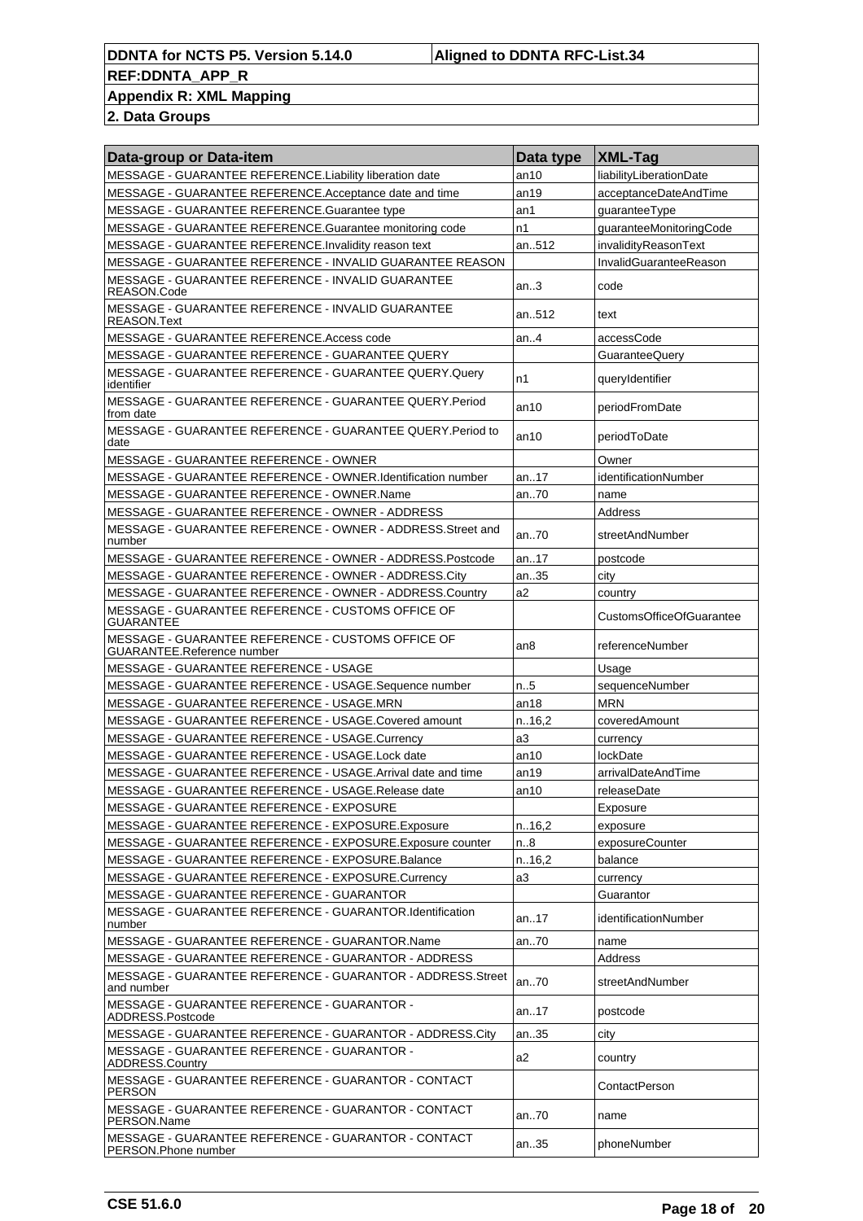| Data-group or Data-item | Data type | XML-Tag |
| --- | --- | --- |
| MESSAGE - GUARANTEE REFERENCE.Liability liberation date | an10 | liabilityLiberationDate |
| MESSAGE - GUARANTEE REFERENCE.Acceptance date and time | an19 | acceptanceDateAndTime |
| MESSAGE - GUARANTEE REFERENCE.Guarantee type | an1 | guaranteeType |
| MESSAGE - GUARANTEE REFERENCE.Guarantee monitoring code | n1 | guaranteeMonitoringCode |
| MESSAGE - GUARANTEE REFERENCE.Invalidity reason text | an..512 | invalidityReasonText |
| MESSAGE - GUARANTEE REFERENCE - INVALID GUARANTEE REASON | | InvalidGuaranteeReason |
| MESSAGE - GUARANTEE REFERENCE - INVALID GUARANTEE REASON.Code | an..3 | code |
| MESSAGE - GUARANTEE REFERENCE - INVALID GUARANTEE REASON.Text | an..512 | text |
| MESSAGE - GUARANTEE REFERENCE.Access code | an..4 | accessCode |
| MESSAGE - GUARANTEE REFERENCE - GUARANTEE QUERY | | GuaranteeQuery |
| MESSAGE - GUARANTEE REFERENCE - GUARANTEE QUERY.Query identifier | n1 | queryIdentifier |
| MESSAGE - GUARANTEE REFERENCE - GUARANTEE QUERY.Period from date | an10 | periodFromDate |
| MESSAGE - GUARANTEE REFERENCE - GUARANTEE QUERY.Period to date | an10 | periodToDate |
| MESSAGE - GUARANTEE REFERENCE - OWNER | | Owner |
| MESSAGE - GUARANTEE REFERENCE - OWNER.Identification number | an..17 | identificationNumber |
| MESSAGE - GUARANTEE REFERENCE - OWNER.Name | an..70 | name |
| MESSAGE - GUARANTEE REFERENCE - OWNER - ADDRESS | | Address |
| MESSAGE - GUARANTEE REFERENCE - OWNER - ADDRESS.Street and number | an..70 | streetAndNumber |
| MESSAGE - GUARANTEE REFERENCE - OWNER - ADDRESS.Postcode | an..17 | postcode |
| MESSAGE - GUARANTEE REFERENCE - OWNER - ADDRESS.City | an..35 | city |
| MESSAGE - GUARANTEE REFERENCE - OWNER - ADDRESS.Country | a2 | country |
| MESSAGE - GUARANTEE REFERENCE - CUSTOMS OFFICE OF GUARANTEE | | CustomsOfficeOfGuarantee |
| MESSAGE - GUARANTEE REFERENCE - CUSTOMS OFFICE OF GUARANTEE.Reference number | an8 | referenceNumber |
| MESSAGE - GUARANTEE REFERENCE - USAGE | | Usage |
| MESSAGE - GUARANTEE REFERENCE - USAGE.Sequence number | n..5 | sequenceNumber |
| MESSAGE - GUARANTEE REFERENCE - USAGE.MRN | an18 | MRN |
| MESSAGE - GUARANTEE REFERENCE - USAGE.Covered amount | n..16,2 | coveredAmount |
| MESSAGE - GUARANTEE REFERENCE - USAGE.Currency | a3 | currency |
| MESSAGE - GUARANTEE REFERENCE - USAGE.Lock date | an10 | lockDate |
| MESSAGE - GUARANTEE REFERENCE - USAGE.Arrival date and time | an19 | arrivalDateAndTime |
| MESSAGE - GUARANTEE REFERENCE - USAGE.Release date | an10 | releaseDate |
| MESSAGE - GUARANTEE REFERENCE - EXPOSURE | | Exposure |
| MESSAGE - GUARANTEE REFERENCE - EXPOSURE.Exposure | n..16,2 | exposure |
| MESSAGE - GUARANTEE REFERENCE - EXPOSURE.Exposure counter | n..8 | exposureCounter |
| MESSAGE - GUARANTEE REFERENCE - EXPOSURE.Balance | n..16,2 | balance |
| MESSAGE - GUARANTEE REFERENCE - EXPOSURE.Currency | a3 | currency |
| MESSAGE - GUARANTEE REFERENCE - GUARANTOR | | Guarantor |
| MESSAGE - GUARANTEE REFERENCE - GUARANTOR.Identification number | an..17 | identificationNumber |
| MESSAGE - GUARANTEE REFERENCE - GUARANTOR.Name | an..70 | name |
| MESSAGE - GUARANTEE REFERENCE - GUARANTOR - ADDRESS | | Address |
| MESSAGE - GUARANTEE REFERENCE - GUARANTOR - ADDRESS.Street and number | an..70 | streetAndNumber |
| MESSAGE - GUARANTEE REFERENCE - GUARANTOR - ADDRESS.Postcode | an..17 | postcode |
| MESSAGE - GUARANTEE REFERENCE - GUARANTOR - ADDRESS.City | an..35 | city |
| MESSAGE - GUARANTEE REFERENCE - GUARANTOR - ADDRESS.Country | a2 | country |
| MESSAGE - GUARANTEE REFERENCE - GUARANTOR - CONTACT PERSON | | ContactPerson |
| MESSAGE - GUARANTEE REFERENCE - GUARANTOR - CONTACT PERSON.Name | an..70 | name |
| MESSAGE - GUARANTEE REFERENCE - GUARANTOR - CONTACT PERSON.Phone number | an..35 | phoneNumber |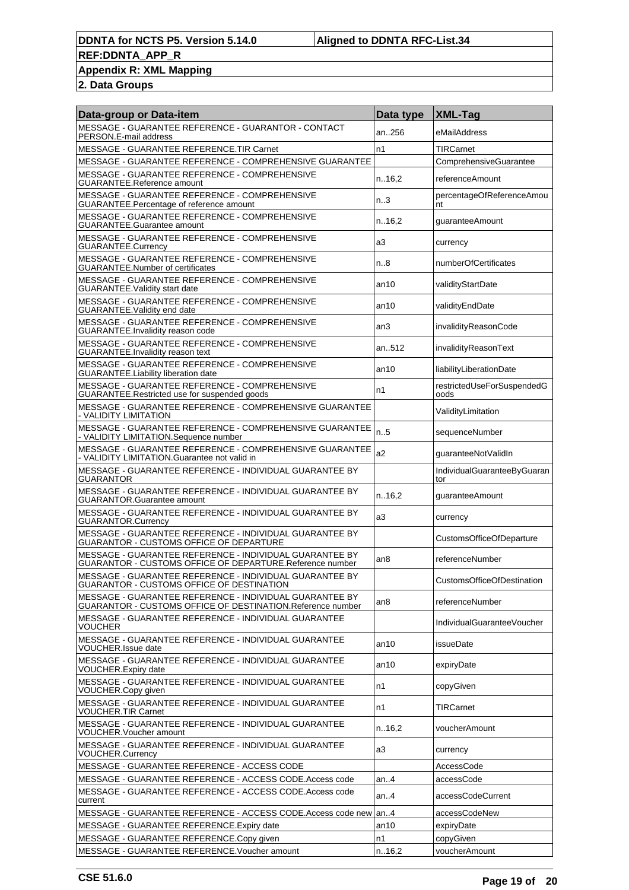| Data-group or Data-item | Data type | XML-Tag |
|---|---|---|
| MESSAGE - GUARANTEE REFERENCE - GUARANTOR - CONTACT PERSON.E-mail address | an..256 | eMailAddress |
| MESSAGE - GUARANTEE REFERENCE.TIR Carnet | n1 | TIRCarnet |
| MESSAGE - GUARANTEE REFERENCE - COMPREHENSIVE GUARANTEE | | ComprehensiveGuarantee |
| MESSAGE - GUARANTEE REFERENCE - COMPREHENSIVE GUARANTEE.Reference amount | n..16,2 | referenceAmount |
| MESSAGE - GUARANTEE REFERENCE - COMPREHENSIVE GUARANTEE.Percentage of reference amount | n..3 | percentageOfReferenceAmount |
| MESSAGE - GUARANTEE REFERENCE - COMPREHENSIVE GUARANTEE.Guarantee amount | n..16,2 | guaranteeAmount |
| MESSAGE - GUARANTEE REFERENCE - COMPREHENSIVE GUARANTEE.Currency | a3 | currency |
| MESSAGE - GUARANTEE REFERENCE - COMPREHENSIVE GUARANTEE.Number of certificates | n..8 | numberOfCertificates |
| MESSAGE - GUARANTEE REFERENCE - COMPREHENSIVE GUARANTEE.Validity start date | an10 | validityStartDate |
| MESSAGE - GUARANTEE REFERENCE - COMPREHENSIVE GUARANTEE.Validity end date | an10 | validityEndDate |
| MESSAGE - GUARANTEE REFERENCE - COMPREHENSIVE GUARANTEE.Invalidity reason code | an3 | invalidityReasonCode |
| MESSAGE - GUARANTEE REFERENCE - COMPREHENSIVE GUARANTEE.Invalidity reason text | an..512 | invalidityReasonText |
| MESSAGE - GUARANTEE REFERENCE - COMPREHENSIVE GUARANTEE.Liability liberation date | an10 | liabilityLiberationDate |
| MESSAGE - GUARANTEE REFERENCE - COMPREHENSIVE GUARANTEE.Restricted use for suspended goods | n1 | restrictedUseForSuspendedGoods |
| MESSAGE - GUARANTEE REFERENCE - COMPREHENSIVE GUARANTEE - VALIDITY LIMITATION | | ValidityLimitation |
| MESSAGE - GUARANTEE REFERENCE - COMPREHENSIVE GUARANTEE - VALIDITY LIMITATION.Sequence number | n..5 | sequenceNumber |
| MESSAGE - GUARANTEE REFERENCE - COMPREHENSIVE GUARANTEE - VALIDITY LIMITATION.Guarantee not valid in | a2 | guaranteeNotValidIn |
| MESSAGE - GUARANTEE REFERENCE - INDIVIDUAL GUARANTEE BY GUARANTOR | | IndividualGuaranteeByGuarantor |
| MESSAGE - GUARANTEE REFERENCE - INDIVIDUAL GUARANTEE BY GUARANTOR.Guarantee amount | n..16,2 | guaranteeAmount |
| MESSAGE - GUARANTEE REFERENCE - INDIVIDUAL GUARANTEE BY GUARANTOR.Currency | a3 | currency |
| MESSAGE - GUARANTEE REFERENCE - INDIVIDUAL GUARANTEE BY GUARANTOR - CUSTOMS OFFICE OF DEPARTURE | | CustomsOfficeOfDeparture |
| MESSAGE - GUARANTEE REFERENCE - INDIVIDUAL GUARANTEE BY GUARANTOR - CUSTOMS OFFICE OF DEPARTURE.Reference number | an8 | referenceNumber |
| MESSAGE - GUARANTEE REFERENCE - INDIVIDUAL GUARANTEE BY GUARANTOR - CUSTOMS OFFICE OF DESTINATION | | CustomsOfficeOfDestination |
| MESSAGE - GUARANTEE REFERENCE - INDIVIDUAL GUARANTEE BY GUARANTOR - CUSTOMS OFFICE OF DESTINATION.Reference number | an8 | referenceNumber |
| MESSAGE - GUARANTEE REFERENCE - INDIVIDUAL GUARANTEE VOUCHER | | IndividualGuaranteeVoucher |
| MESSAGE - GUARANTEE REFERENCE - INDIVIDUAL GUARANTEE VOUCHER.Issue date | an10 | issueDate |
| MESSAGE - GUARANTEE REFERENCE - INDIVIDUAL GUARANTEE VOUCHER.Expiry date | an10 | expiryDate |
| MESSAGE - GUARANTEE REFERENCE - INDIVIDUAL GUARANTEE VOUCHER.Copy given | n1 | copyGiven |
| MESSAGE - GUARANTEE REFERENCE - INDIVIDUAL GUARANTEE VOUCHER.TIR Carnet | n1 | TIRCarnet |
| MESSAGE - GUARANTEE REFERENCE - INDIVIDUAL GUARANTEE VOUCHER.Voucher amount | n..16,2 | voucherAmount |
| MESSAGE - GUARANTEE REFERENCE - INDIVIDUAL GUARANTEE VOUCHER.Currency | a3 | currency |
| MESSAGE - GUARANTEE REFERENCE - ACCESS CODE | | AccessCode |
| MESSAGE - GUARANTEE REFERENCE - ACCESS CODE.Access code | an..4 | accessCode |
| MESSAGE - GUARANTEE REFERENCE - ACCESS CODE.Access code current | an..4 | accessCodeCurrent |
| MESSAGE - GUARANTEE REFERENCE - ACCESS CODE.Access code new | an..4 | accessCodeNew |
| MESSAGE - GUARANTEE REFERENCE.Expiry date | an10 | expiryDate |
| MESSAGE - GUARANTEE REFERENCE.Copy given | n1 | copyGiven |
| MESSAGE - GUARANTEE REFERENCE.Voucher amount | n..16,2 | voucherAmount |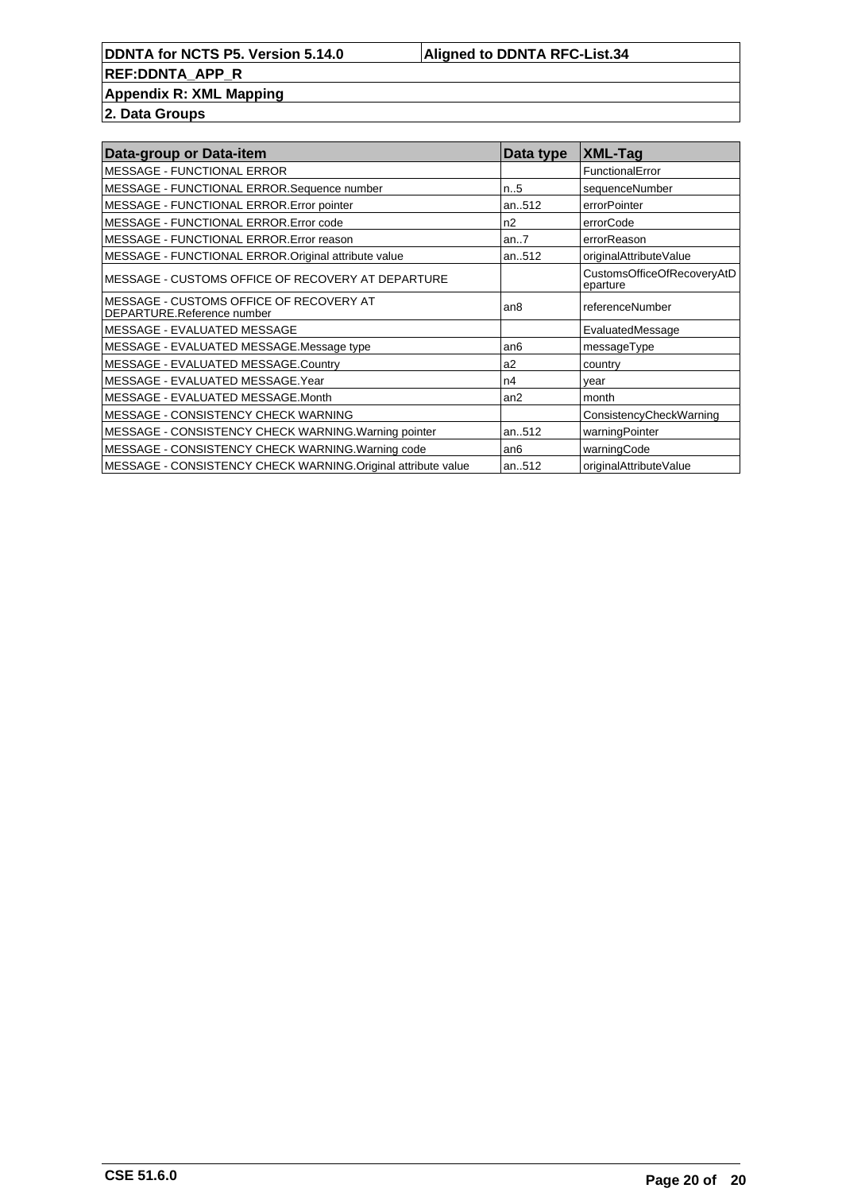| Data-group or Data-item | Data type | XML-Tag |
|---|---|---|
| MESSAGE - FUNCTIONAL ERROR | | FunctionalError |
| MESSAGE - FUNCTIONAL ERROR.Sequence number | n..5 | sequenceNumber |
| MESSAGE - FUNCTIONAL ERROR.Error pointer | an..512 | errorPointer |
| MESSAGE - FUNCTIONAL ERROR.Error code | n2 | errorCode |
| MESSAGE - FUNCTIONAL ERROR.Error reason | an..7 | errorReason |
| MESSAGE - FUNCTIONAL ERROR.Original attribute value | an..512 | originalAttributeValue |
| MESSAGE - CUSTOMS OFFICE OF RECOVERY AT DEPARTURE | | CustomsOfficeOfRecoveryAtDeparture |
| MESSAGE - CUSTOMS OFFICE OF RECOVERY AT DEPARTURE.Reference number | an8 | referenceNumber |
| MESSAGE - EVALUATED MESSAGE | | EvaluatedMessage |
| MESSAGE - EVALUATED MESSAGE.Message type | an6 | messageType |
| MESSAGE - EVALUATED MESSAGE.Country | a2 | country |
| MESSAGE - EVALUATED MESSAGE.Year | n4 | year |
| MESSAGE - EVALUATED MESSAGE.Month | an2 | month |
| MESSAGE - CONSISTENCY CHECK WARNING | | ConsistencyCheckWarning |
| MESSAGE - CONSISTENCY CHECK WARNING.Warning pointer | an..512 | warningPointer |
| MESSAGE - CONSISTENCY CHECK WARNING.Warning code | an6 | warningCode |
| MESSAGE - CONSISTENCY CHECK WARNING.Original attribute value | an..512 | originalAttributeValue |